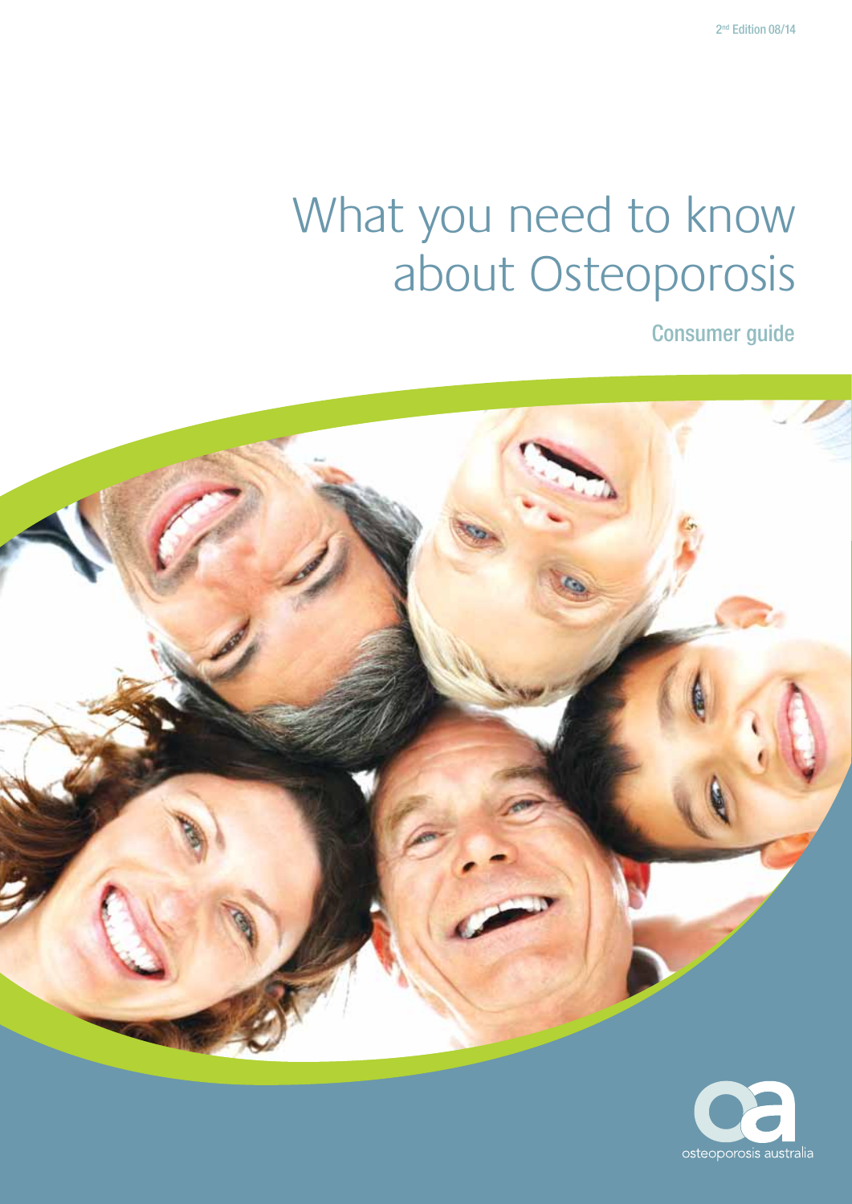2nd Edition 08/14

# What you need to know about Osteoporosis

## Consumer guide

osteoporosis australia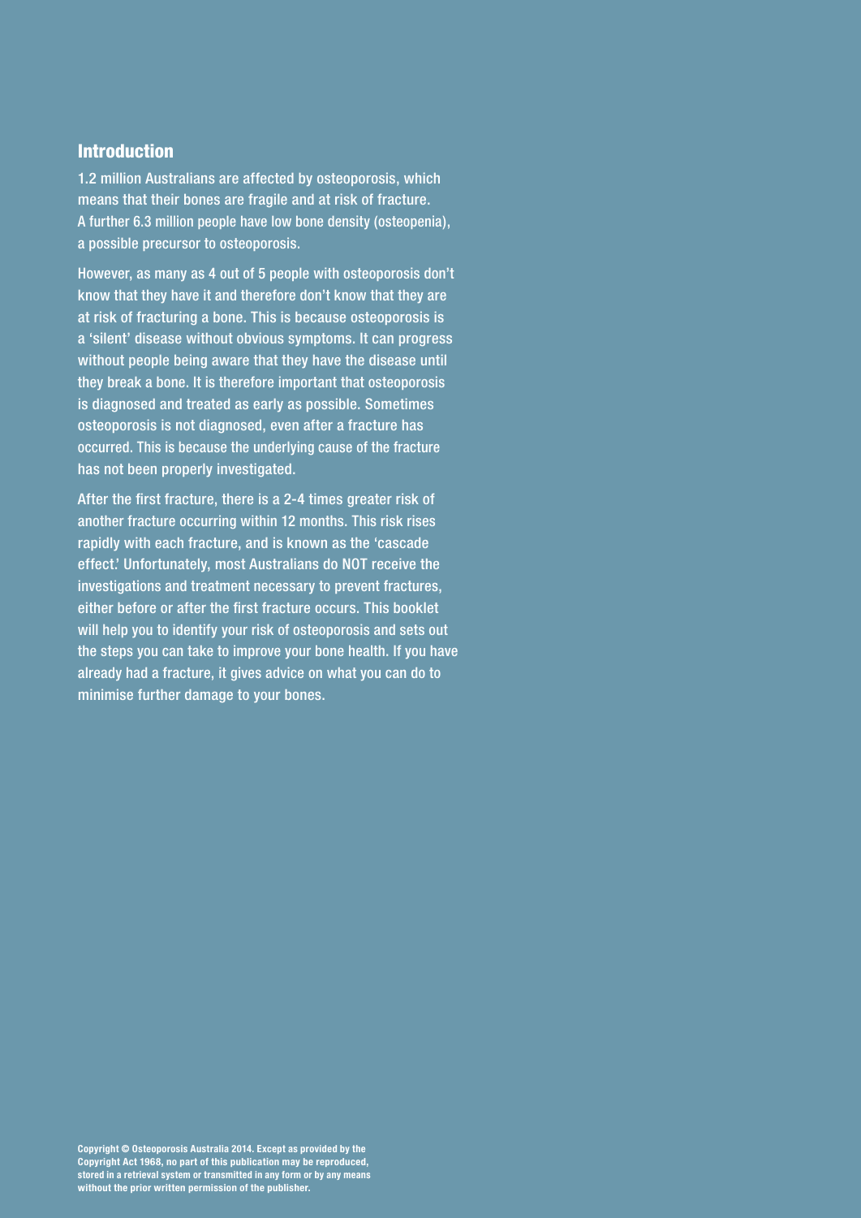## Introduction

1.2 million Australians are affected by osteoporosis, which means that their bones are fragile and at risk of fracture. A further 6.3 million people have low bone density (osteopenia), a possible precursor to osteoporosis.

However, as many as 4 out of 5 people with osteoporosis don't know that they have it and therefore don't know that they are at risk of fracturing a bone. This is because osteoporosis is a 'silent' disease without obvious symptoms. It can progress without people being aware that they have the disease until they break a bone. It is therefore important that osteoporosis is diagnosed and treated as early as possible. Sometimes osteoporosis is not diagnosed, even after a fracture has occurred. This is because the underlying cause of the fracture has not been properly investigated.

After the first fracture, there is a 2-4 times greater risk of another fracture occurring within 12 months. This risk rises rapidly with each fracture, and is known as the 'cascade effect.' Unfortunately, most Australians do NOT receive the investigations and treatment necessary to prevent fractures, either before or after the first fracture occurs. This booklet will help you to identify your risk of osteoporosis and sets out the steps you can take to improve your bone health. If you have already had a fracture, it gives advice on what you can do to minimise further damage to your bones.

**Copyright © Osteoporosis Australia 2014. Except as provided by the Copyright Act 1968, no part of this publication may be reproduced, stored in a retrieval system or transmitted in any form or by any means without the prior written permission of the publisher.**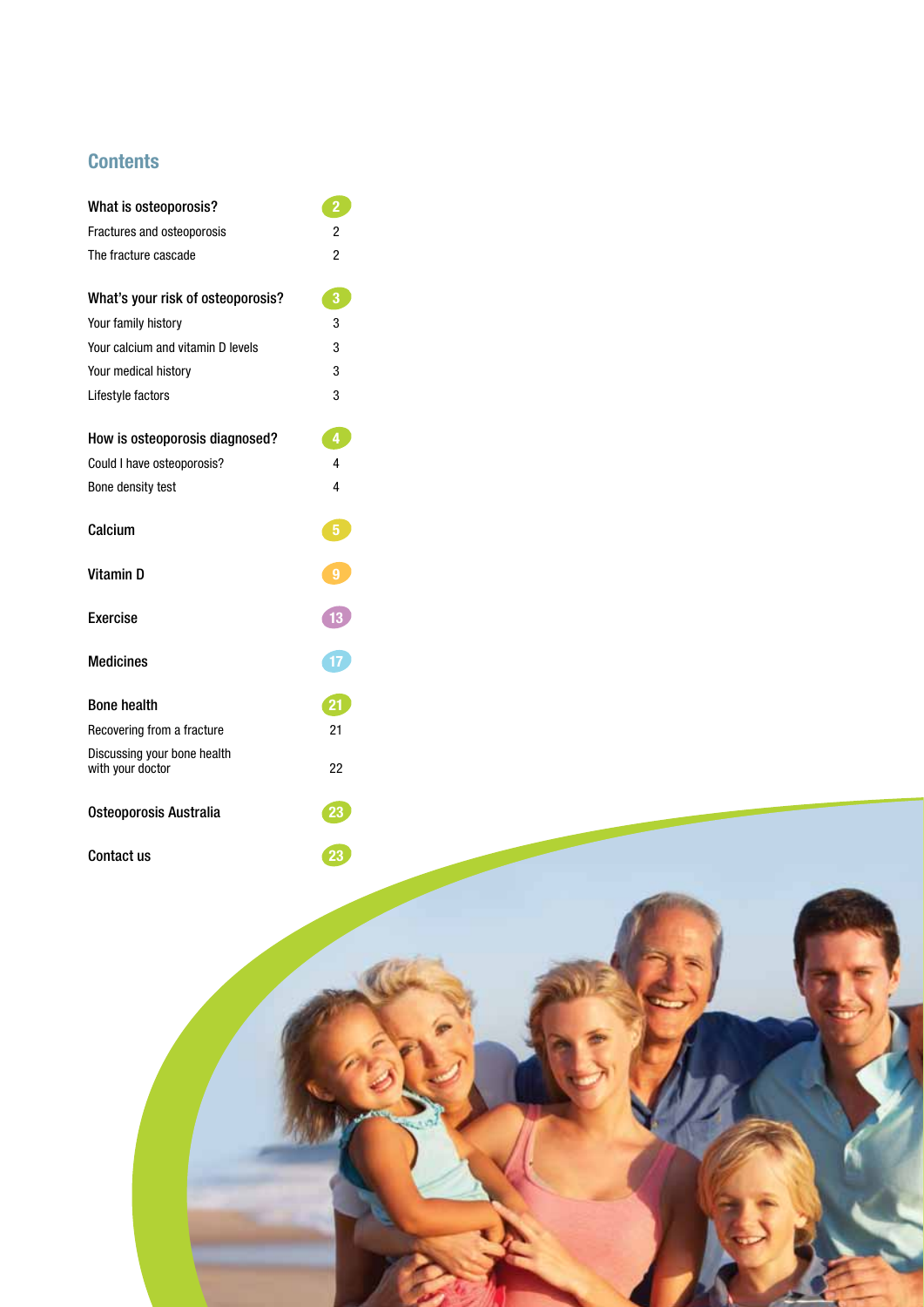## Contents

| | |
|---|---|
| **What is osteoporosis?** | **2** |
| Fractures and osteoporosis | 2 |
| The fracture cascade | 2 |
| **What's your risk of osteoporosis?** | **3** |
| Your family history | 3 |
| Your calcium and vitamin D levels | 3 |
| Your medical history | 3 |
| Lifestyle factors | 3 |
| **How is osteoporosis diagnosed?** | **4** |
| Could I have osteoporosis? | 4 |
| Bone density test | 4 |
| **Calcium** | **5** |
| **Vitamin D** | **9** |
| **Exercise** | **13** |
| **Medicines** | **17** |
| **Bone health** | **21** |
| Recovering from a fracture | 21 |
| Discussing your bone health with your doctor | 22 |
| **Osteoporosis Australia** | **23** |
| **Contact us** | **23** |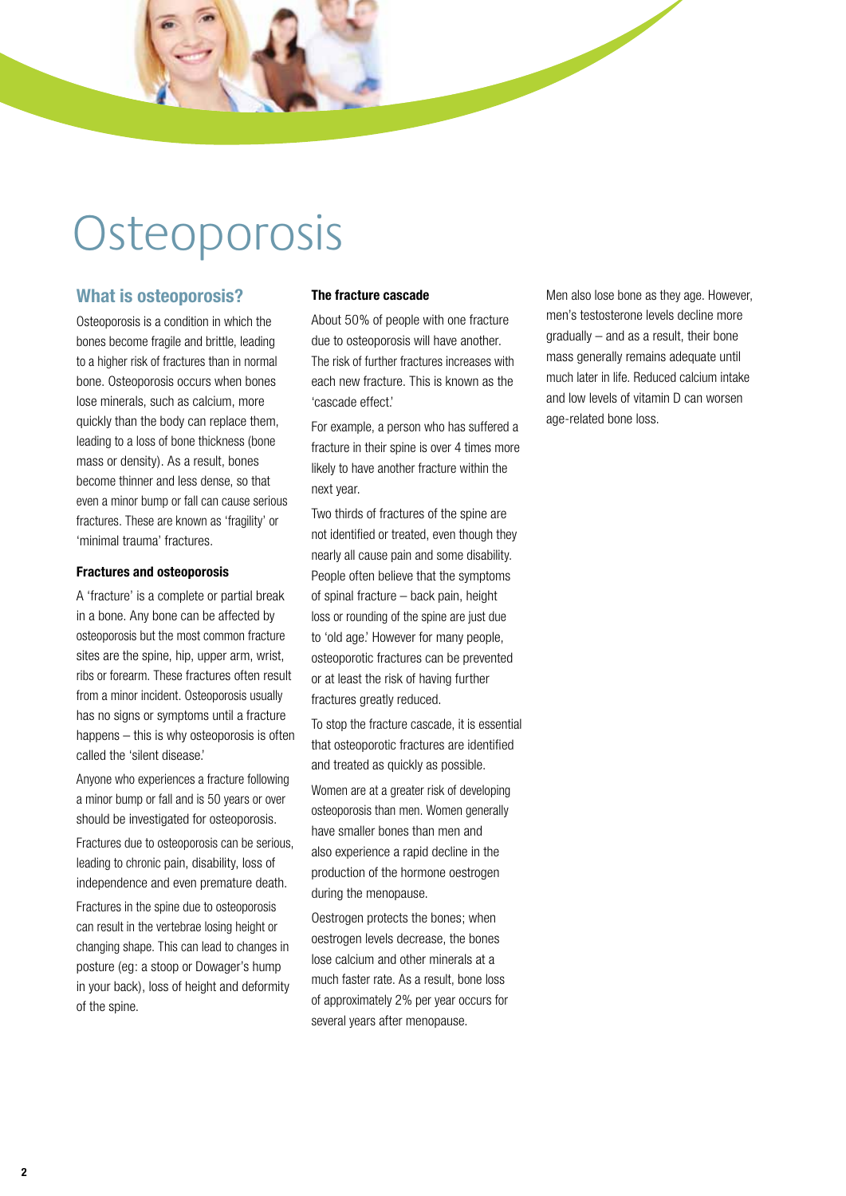# Osteoporosis

## What is osteoporosis?

Osteoporosis is a condition in which the bones become fragile and brittle, leading to a higher risk of fractures than in normal bone. Osteoporosis occurs when bones lose minerals, such as calcium, more quickly than the body can replace them, leading to a loss of bone thickness (bone mass or density). As a result, bones become thinner and less dense, so that even a minor bump or fall can cause serious fractures. These are known as 'fragility' or 'minimal trauma' fractures.

### Fractures and osteoporosis

A 'fracture' is a complete or partial break in a bone. Any bone can be affected by osteoporosis but the most common fracture sites are the spine, hip, upper arm, wrist, ribs or forearm. These fractures often result from a minor incident. Osteoporosis usually has no signs or symptoms until a fracture happens – this is why osteoporosis is often called the 'silent disease.'

Anyone who experiences a fracture following a minor bump or fall and is 50 years or over should be investigated for osteoporosis.

Fractures due to osteoporosis can be serious, leading to chronic pain, disability, loss of independence and even premature death.

Fractures in the spine due to osteoporosis can result in the vertebrae losing height or changing shape. This can lead to changes in posture (eg: a stoop or Dowager's hump in your back), loss of height and deformity of the spine.

### The fracture cascade

About 50% of people with one fracture due to osteoporosis will have another. The risk of further fractures increases with each new fracture. This is known as the 'cascade effect.'

For example, a person who has suffered a fracture in their spine is over 4 times more likely to have another fracture within the next year.

Two thirds of fractures of the spine are not identified or treated, even though they nearly all cause pain and some disability. People often believe that the symptoms of spinal fracture – back pain, height loss or rounding of the spine are just due to 'old age.' However for many people, osteoporotic fractures can be prevented or at least the risk of having further fractures greatly reduced.

To stop the fracture cascade, it is essential that osteoporotic fractures are identified and treated as quickly as possible.

Women are at a greater risk of developing osteoporosis than men. Women generally have smaller bones than men and also experience a rapid decline in the production of the hormone oestrogen during the menopause.

Oestrogen protects the bones; when oestrogen levels decrease, the bones lose calcium and other minerals at a much faster rate. As a result, bone loss of approximately 2% per year occurs for several years after menopause.

Men also lose bone as they age. However, men's testosterone levels decline more gradually – and as a result, their bone mass generally remains adequate until much later in life. Reduced calcium intake and low levels of vitamin D can worsen age-related bone loss.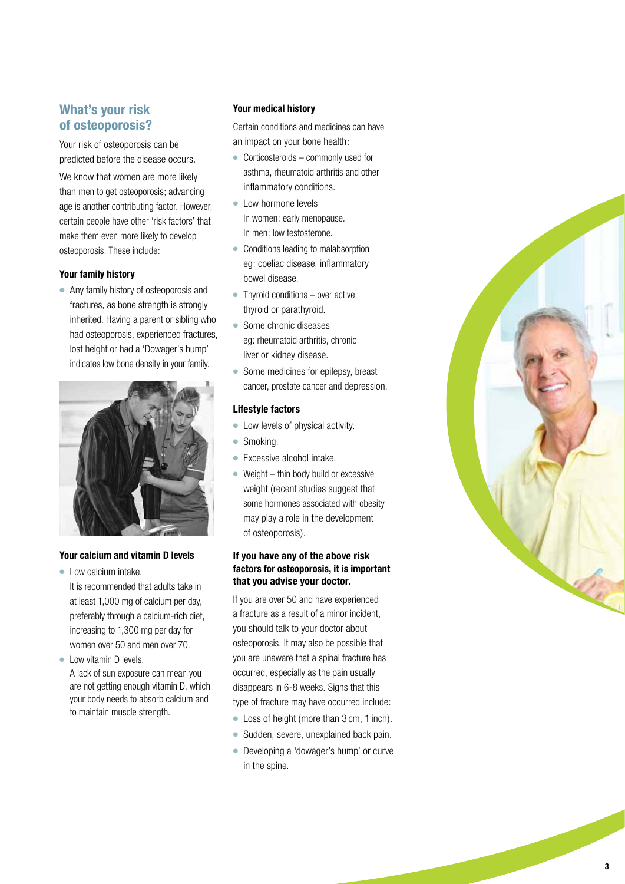## What's your risk of osteoporosis?

Your risk of osteoporosis can be predicted before the disease occurs.

We know that women are more likely than men to get osteoporosis; advancing age is another contributing factor. However, certain people have other 'risk factors' that make them even more likely to develop osteoporosis. These include:

**Your family history**

- Any family history of osteoporosis and fractures, as bone strength is strongly inherited. Having a parent or sibling who had osteoporosis, experienced fractures, lost height or had a 'Dowager's hump' indicates low bone density in your family.

**Your calcium and vitamin D levels**

- Low calcium intake.
  It is recommended that adults take in at least 1,000 mg of calcium per day, preferably through a calcium-rich diet, increasing to 1,300 mg per day for women over 50 and men over 70.
- Low vitamin D levels.
  A lack of sun exposure can mean you are not getting enough vitamin D, which your body needs to absorb calcium and to maintain muscle strength.

**Your medical history**

Certain conditions and medicines can have an impact on your bone health:

- Corticosteroids – commonly used for asthma, rheumatoid arthritis and other inflammatory conditions.
- Low hormone levels
  In women: early menopause.
  In men: low testosterone.
- Conditions leading to malabsorption eg: coeliac disease, inflammatory bowel disease.
- Thyroid conditions – over active thyroid or parathyroid.
- Some chronic diseases eg: rheumatoid arthritis, chronic liver or kidney disease.
- Some medicines for epilepsy, breast cancer, prostate cancer and depression.

**Lifestyle factors**

- Low levels of physical activity.
- Smoking.
- Excessive alcohol intake.
- Weight – thin body build or excessive weight (recent studies suggest that some hormones associated with obesity may play a role in the development of osteoporosis).

**If you have any of the above risk factors for osteoporosis, it is important that you advise your doctor.**

If you are over 50 and have experienced a fracture as a result of a minor incident, you should talk to your doctor about osteoporosis. It may also be possible that you are unaware that a spinal fracture has occurred, especially as the pain usually disappears in 6-8 weeks. Signs that this type of fracture may have occurred include:

- Loss of height (more than 3 cm, 1 inch).
- Sudden, severe, unexplained back pain.
- Developing a 'dowager's hump' or curve in the spine.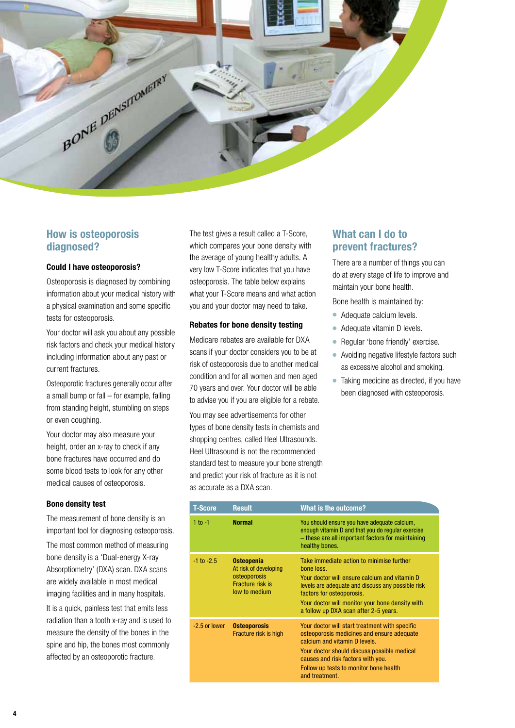## How is osteoporosis diagnosed?

### Could I have osteoporosis?

Osteoporosis is diagnosed by combining information about your medical history with a physical examination and some specific tests for osteoporosis.

Your doctor will ask you about any possible risk factors and check your medical history including information about any past or current fractures.

Osteoporotic fractures generally occur after a small bump or fall – for example, falling from standing height, stumbling on steps or even coughing.

Your doctor may also measure your height, order an x-ray to check if any bone fractures have occurred and do some blood tests to look for any other medical causes of osteoporosis.

### Bone density test

The measurement of bone density is an important tool for diagnosing osteoporosis.

The most common method of measuring bone density is a 'Dual-energy X-ray Absorptiometry' (DXA) scan. DXA scans are widely available in most medical imaging facilities and in many hospitals.

It is a quick, painless test that emits less radiation than a tooth x-ray and is used to measure the density of the bones in the spine and hip, the bones most commonly affected by an osteoporotic fracture.

The test gives a result called a T-Score, which compares your bone density with the average of young healthy adults. A very low T-Score indicates that you have osteoporosis. The table below explains what your T-Score means and what action you and your doctor may need to take.

### Rebates for bone density testing

Medicare rebates are available for DXA scans if your doctor considers you to be at risk of osteoporosis due to another medical condition and for all women and men aged 70 years and over. Your doctor will be able to advise you if you are eligible for a rebate.

You may see advertisements for other types of bone density tests in chemists and shopping centres, called Heel Ultrasounds. Heel Ultrasound is not the recommended standard test to measure your bone strength and predict your risk of fracture as it is not as accurate as a DXA scan.

## What can I do to prevent fractures?

There are a number of things you can do at every stage of life to improve and maintain your bone health.

Bone health is maintained by:

- Adequate calcium levels.
- Adequate vitamin D levels.
- Regular 'bone friendly' exercise.
- Avoiding negative lifestyle factors such as excessive alcohol and smoking.
- Taking medicine as directed, if you have been diagnosed with osteoporosis.

| T-Score | Result | What is the outcome? |
|---|---|---|
| 1 to -1 | **Normal** | You should ensure you have adequate calcium, enough vitamin D and that you do regular exercise – these are all important factors for maintaining healthy bones. |
| -1 to -2.5 | **Osteopenia** At risk of developing osteoporosis Fracture risk is low to medium | Take immediate action to minimise further bone loss. Your doctor will ensure calcium and vitamin D levels are adequate and discuss any possible risk factors for osteoporosis. Your doctor will monitor your bone density with a follow up DXA scan after 2-5 years. |
| -2.5 or lower | **Osteoporosis** Fracture risk is high | Your doctor will start treatment with specific osteoporosis medicines and ensure adequate calcium and vitamin D levels. Your doctor should discuss possible medical causes and risk factors with you. Follow up tests to monitor bone health and treatment. |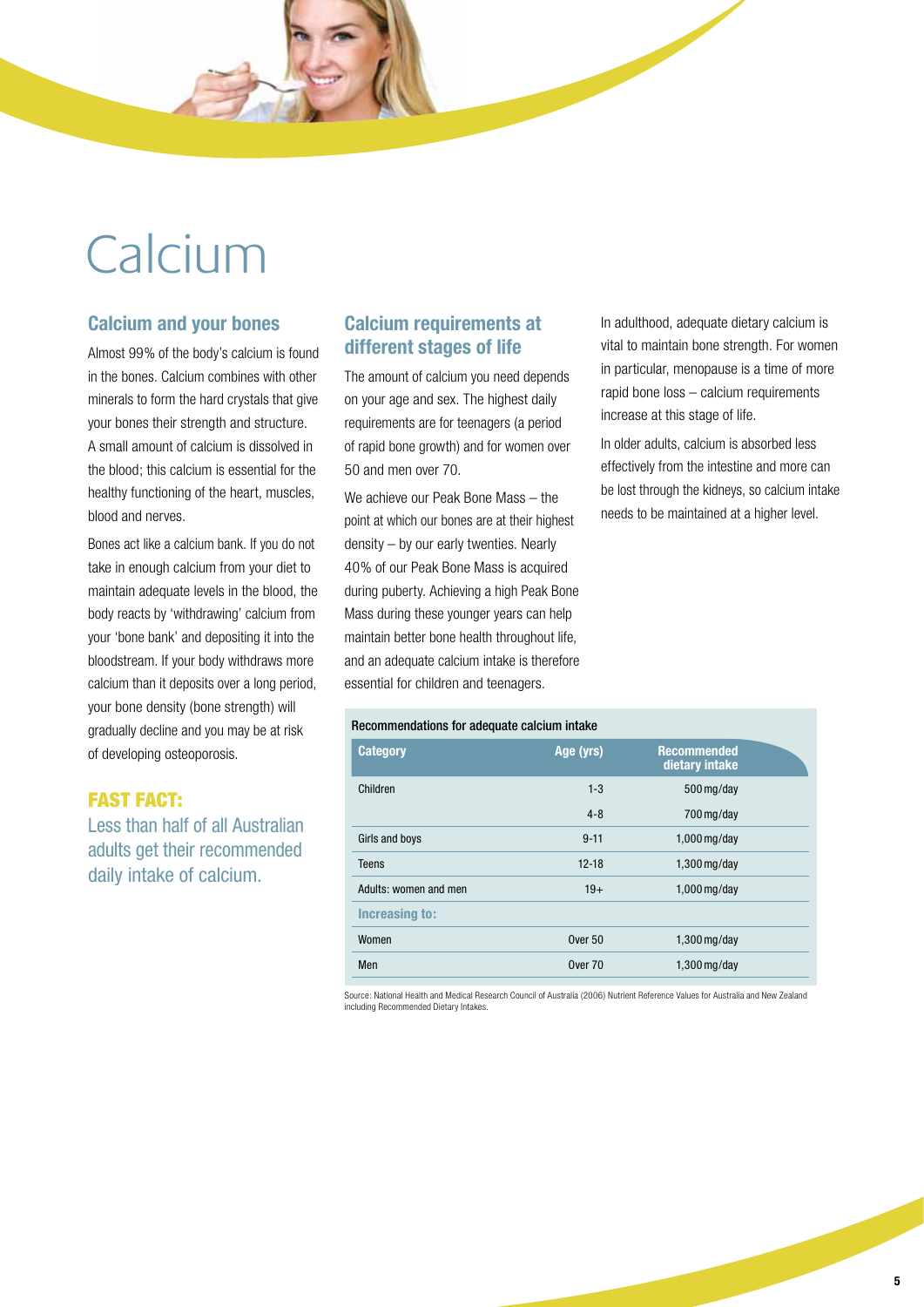# Calcium

## Calcium and your bones

Almost 99% of the body's calcium is found in the bones. Calcium combines with other minerals to form the hard crystals that give your bones their strength and structure. A small amount of calcium is dissolved in the blood; this calcium is essential for the healthy functioning of the heart, muscles, blood and nerves.

Bones act like a calcium bank. If you do not take in enough calcium from your diet to maintain adequate levels in the blood, the body reacts by 'withdrawing' calcium from your 'bone bank' and depositing it into the bloodstream. If your body withdraws more calcium than it deposits over a long period, your bone density (bone strength) will gradually decline and you may be at risk of developing osteoporosis.

**FAST FACT:**

Less than half of all Australian adults get their recommended daily intake of calcium.

## Calcium requirements at different stages of life

The amount of calcium you need depends on your age and sex. The highest daily requirements are for teenagers (a period of rapid bone growth) and for women over 50 and men over 70.

We achieve our Peak Bone Mass – the point at which our bones are at their highest density – by our early twenties. Nearly 40% of our Peak Bone Mass is acquired during puberty. Achieving a high Peak Bone Mass during these younger years can help maintain better bone health throughout life, and an adequate calcium intake is therefore essential for children and teenagers.

In adulthood, adequate dietary calcium is vital to maintain bone strength. For women in particular, menopause is a time of more rapid bone loss – calcium requirements increase at this stage of life.

In older adults, calcium is absorbed less effectively from the intestine and more can be lost through the kidneys, so calcium intake needs to be maintained at a higher level.

Recommendations for adequate calcium intake

| Category | Age (yrs) | Recommended dietary intake |
|---|---|---|
| Children | 1-3 | 500 mg/day |
| | 4-8 | 700 mg/day |
| Girls and boys | 9-11 | 1,000 mg/day |
| Teens | 12-18 | 1,300 mg/day |
| Adults: women and men | 19+ | 1,000 mg/day |
| **Increasing to:** | | |
| Women | Over 50 | 1,300 mg/day |
| Men | Over 70 | 1,300 mg/day |

Source: National Health and Medical Research Council of Australia (2006) Nutrient Reference Values for Australia and New Zealand including Recommended Dietary Intakes.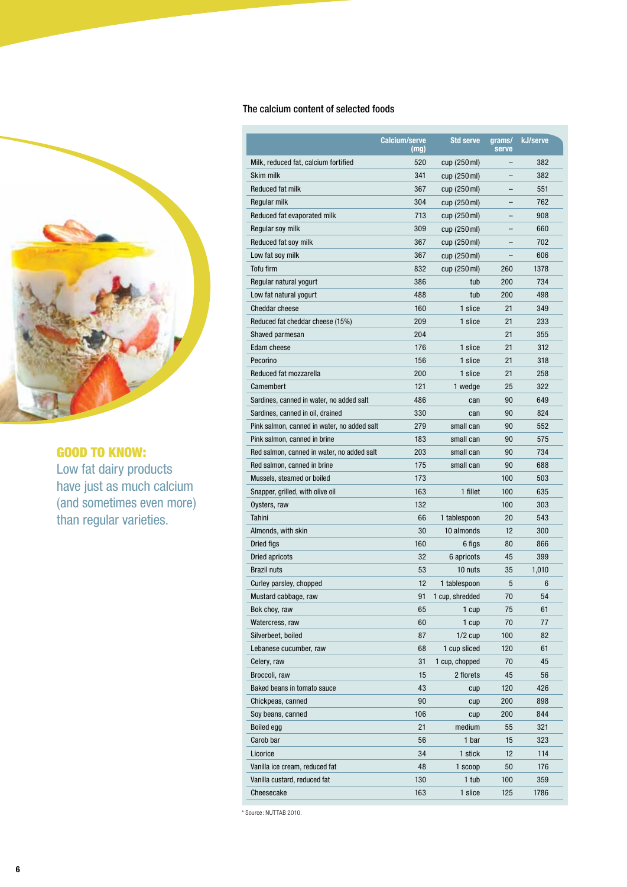**GOOD TO KNOW:**
Low fat dairy products have just as much calcium (and sometimes even more) than regular varieties.

## The calcium content of selected foods

| | Calcium/serve (mg) | Std serve | grams/ serve | kJ/serve |
|---|---|---|---|---|
| Milk, reduced fat, calcium fortified | 520 | cup (250 ml) | – | 382 |
| Skim milk | 341 | cup (250 ml) | – | 382 |
| Reduced fat milk | 367 | cup (250 ml) | – | 551 |
| Regular milk | 304 | cup (250 ml) | – | 762 |
| Reduced fat evaporated milk | 713 | cup (250 ml) | – | 908 |
| Regular soy milk | 309 | cup (250 ml) | – | 660 |
| Reduced fat soy milk | 367 | cup (250 ml) | – | 702 |
| Low fat soy milk | 367 | cup (250 ml) | – | 606 |
| Tofu firm | 832 | cup (250 ml) | 260 | 1378 |
| Regular natural yogurt | 386 | tub | 200 | 734 |
| Low fat natural yogurt | 488 | tub | 200 | 498 |
| Cheddar cheese | 160 | 1 slice | 21 | 349 |
| Reduced fat cheddar cheese (15%) | 209 | 1 slice | 21 | 233 |
| Shaved parmesan | 204 | | 21 | 355 |
| Edam cheese | 176 | 1 slice | 21 | 312 |
| Pecorino | 156 | 1 slice | 21 | 318 |
| Reduced fat mozzarella | 200 | 1 slice | 21 | 258 |
| Camembert | 121 | 1 wedge | 25 | 322 |
| Sardines, canned in water, no added salt | 486 | can | 90 | 649 |
| Sardines, canned in oil, drained | 330 | can | 90 | 824 |
| Pink salmon, canned in water, no added salt | 279 | small can | 90 | 552 |
| Pink salmon, canned in brine | 183 | small can | 90 | 575 |
| Red salmon, canned in water, no added salt | 203 | small can | 90 | 734 |
| Red salmon, canned in brine | 175 | small can | 90 | 688 |
| Mussels, steamed or boiled | 173 | | 100 | 503 |
| Snapper, grilled, with olive oil | 163 | 1 fillet | 100 | 635 |
| Oysters, raw | 132 | | 100 | 303 |
| Tahini | 66 | 1 tablespoon | 20 | 543 |
| Almonds, with skin | 30 | 10 almonds | 12 | 300 |
| Dried figs | 160 | 6 figs | 80 | 866 |
| Dried apricots | 32 | 6 apricots | 45 | 399 |
| Brazil nuts | 53 | 10 nuts | 35 | 1,010 |
| Curley parsley, chopped | 12 | 1 tablespoon | 5 | 6 |
| Mustard cabbage, raw | 91 | 1 cup, shredded | 70 | 54 |
| Bok choy, raw | 65 | 1 cup | 75 | 61 |
| Watercress, raw | 60 | 1 cup | 70 | 77 |
| Silverbeet, boiled | 87 | 1/2 cup | 100 | 82 |
| Lebanese cucumber, raw | 68 | 1 cup sliced | 120 | 61 |
| Celery, raw | 31 | 1 cup, chopped | 70 | 45 |
| Broccoli, raw | 15 | 2 florets | 45 | 56 |
| Baked beans in tomato sauce | 43 | cup | 120 | 426 |
| Chickpeas, canned | 90 | cup | 200 | 898 |
| Soy beans, canned | 106 | cup | 200 | 844 |
| Boiled egg | 21 | medium | 55 | 321 |
| Carob bar | 56 | 1 bar | 15 | 323 |
| Licorice | 34 | 1 stick | 12 | 114 |
| Vanilla ice cream, reduced fat | 48 | 1 scoop | 50 | 176 |
| Vanilla custard, reduced fat | 130 | 1 tub | 100 | 359 |
| Cheesecake | 163 | 1 slice | 125 | 1786 |

* Source: NUTTAB 2010.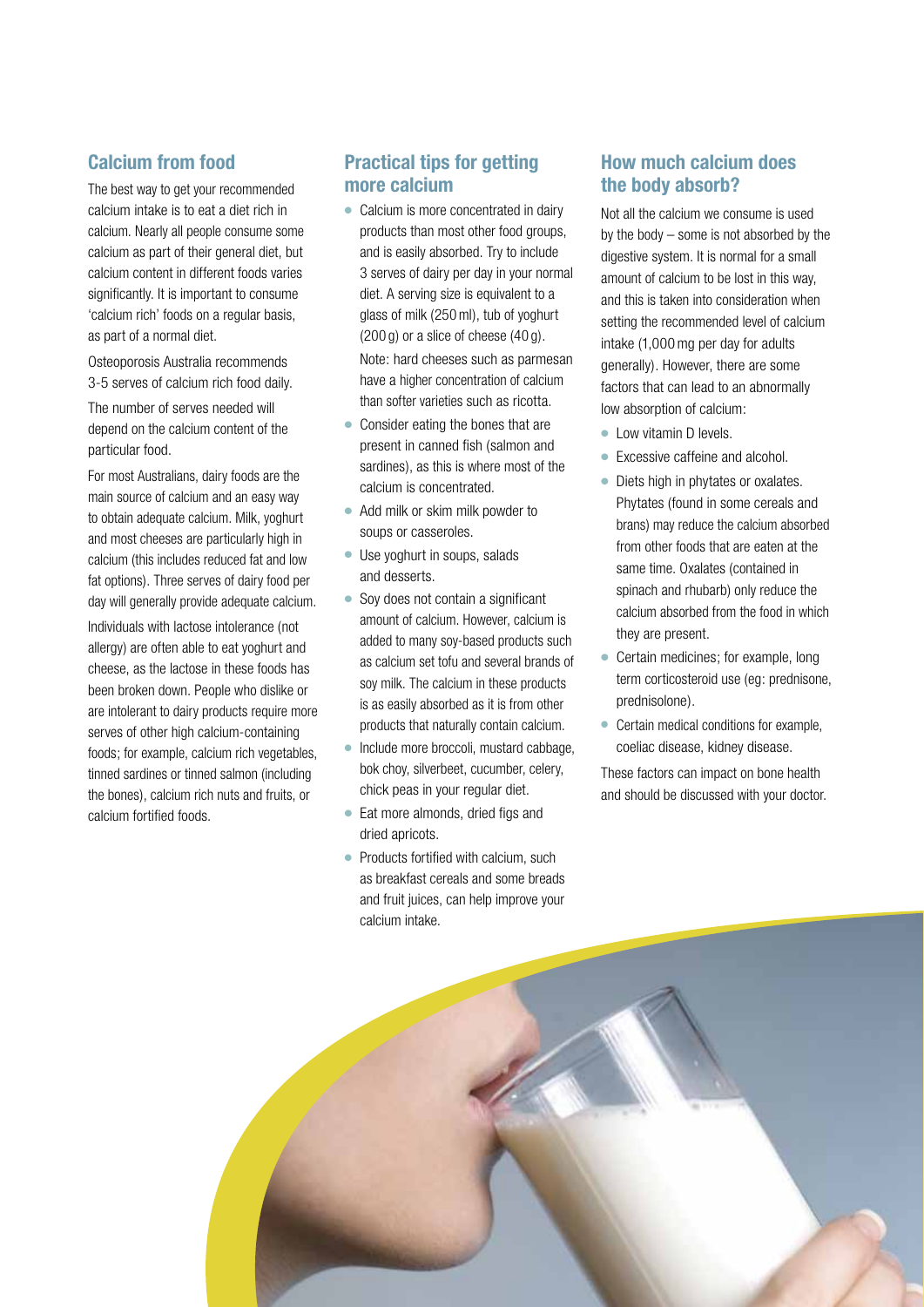## Calcium from food

The best way to get your recommended calcium intake is to eat a diet rich in calcium. Nearly all people consume some calcium as part of their general diet, but calcium content in different foods varies significantly. It is important to consume 'calcium rich' foods on a regular basis, as part of a normal diet.

Osteoporosis Australia recommends 3-5 serves of calcium rich food daily.

The number of serves needed will depend on the calcium content of the particular food.

For most Australians, dairy foods are the main source of calcium and an easy way to obtain adequate calcium. Milk, yoghurt and most cheeses are particularly high in calcium (this includes reduced fat and low fat options). Three serves of dairy food per day will generally provide adequate calcium.

Individuals with lactose intolerance (not allergy) are often able to eat yoghurt and cheese, as the lactose in these foods has been broken down. People who dislike or are intolerant to dairy products require more serves of other high calcium-containing foods; for example, calcium rich vegetables, tinned sardines or tinned salmon (including the bones), calcium rich nuts and fruits, or calcium fortified foods.

## Practical tips for getting more calcium

- Calcium is more concentrated in dairy products than most other food groups, and is easily absorbed. Try to include 3 serves of dairy per day in your normal diet. A serving size is equivalent to a glass of milk (250 ml), tub of yoghurt (200 g) or a slice of cheese (40 g).
  Note: hard cheeses such as parmesan have a higher concentration of calcium than softer varieties such as ricotta.
- Consider eating the bones that are present in canned fish (salmon and sardines), as this is where most of the calcium is concentrated.
- Add milk or skim milk powder to soups or casseroles.
- Use yoghurt in soups, salads and desserts.
- Soy does not contain a significant amount of calcium. However, calcium is added to many soy-based products such as calcium set tofu and several brands of soy milk. The calcium in these products is as easily absorbed as it is from other products that naturally contain calcium.
- Include more broccoli, mustard cabbage, bok choy, silverbeet, cucumber, celery, chick peas in your regular diet.
- Eat more almonds, dried figs and dried apricots.
- Products fortified with calcium, such as breakfast cereals and some breads and fruit juices, can help improve your calcium intake.

## How much calcium does the body absorb?

Not all the calcium we consume is used by the body – some is not absorbed by the digestive system. It is normal for a small amount of calcium to be lost in this way, and this is taken into consideration when setting the recommended level of calcium intake (1,000 mg per day for adults generally). However, there are some factors that can lead to an abnormally low absorption of calcium:

- Low vitamin D levels.
- Excessive caffeine and alcohol.
- Diets high in phytates or oxalates. Phytates (found in some cereals and brans) may reduce the calcium absorbed from other foods that are eaten at the same time. Oxalates (contained in spinach and rhubarb) only reduce the calcium absorbed from the food in which they are present.
- Certain medicines; for example, long term corticosteroid use (eg: prednisone, prednisolone).
- Certain medical conditions for example, coeliac disease, kidney disease.

These factors can impact on bone health and should be discussed with your doctor.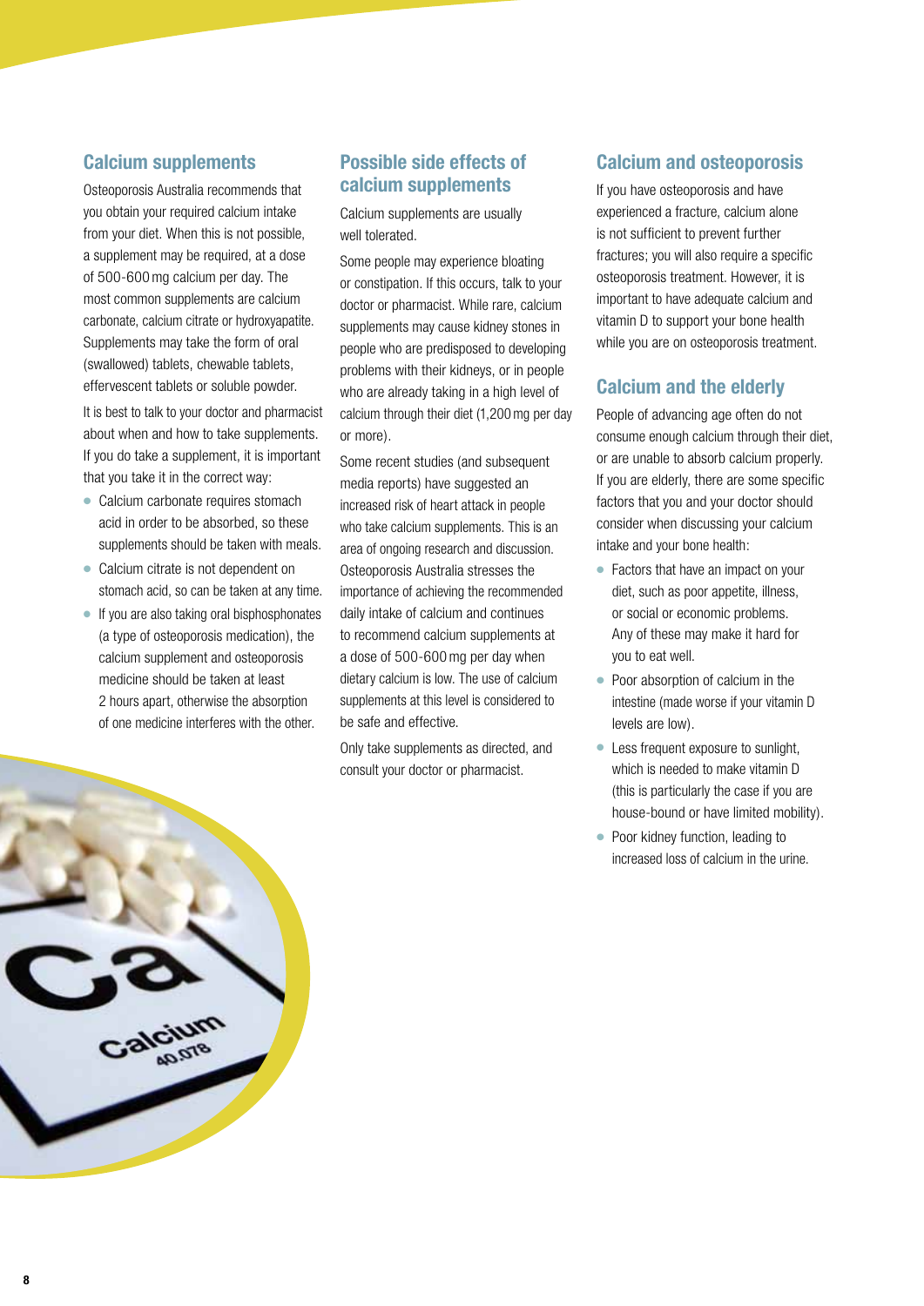## Calcium supplements

Osteoporosis Australia recommends that you obtain your required calcium intake from your diet. When this is not possible, a supplement may be required, at a dose of 500-600 mg calcium per day. The most common supplements are calcium carbonate, calcium citrate or hydroxyapatite. Supplements may take the form of oral (swallowed) tablets, chewable tablets, effervescent tablets or soluble powder.

It is best to talk to your doctor and pharmacist about when and how to take supplements. If you do take a supplement, it is important that you take it in the correct way:

- Calcium carbonate requires stomach acid in order to be absorbed, so these supplements should be taken with meals.
- Calcium citrate is not dependent on stomach acid, so can be taken at any time.
- If you are also taking oral bisphosphonates (a type of osteoporosis medication), the calcium supplement and osteoporosis medicine should be taken at least 2 hours apart, otherwise the absorption of one medicine interferes with the other.

## Possible side effects of calcium supplements

Calcium supplements are usually well tolerated.

Some people may experience bloating or constipation. If this occurs, talk to your doctor or pharmacist. While rare, calcium supplements may cause kidney stones in people who are predisposed to developing problems with their kidneys, or in people who are already taking in a high level of calcium through their diet (1,200 mg per day or more).

Some recent studies (and subsequent media reports) have suggested an increased risk of heart attack in people who take calcium supplements. This is an area of ongoing research and discussion. Osteoporosis Australia stresses the importance of achieving the recommended daily intake of calcium and continues to recommend calcium supplements at a dose of 500-600 mg per day when dietary calcium is low. The use of calcium supplements at this level is considered to be safe and effective.

Only take supplements as directed, and consult your doctor or pharmacist.

## Calcium and osteoporosis

If you have osteoporosis and have experienced a fracture, calcium alone is not sufficient to prevent further fractures; you will also require a specific osteoporosis treatment. However, it is important to have adequate calcium and vitamin D to support your bone health while you are on osteoporosis treatment.

## Calcium and the elderly

People of advancing age often do not consume enough calcium through their diet, or are unable to absorb calcium properly. If you are elderly, there are some specific factors that you and your doctor should consider when discussing your calcium intake and your bone health:

- Factors that have an impact on your diet, such as poor appetite, illness, or social or economic problems. Any of these may make it hard for you to eat well.
- Poor absorption of calcium in the intestine (made worse if your vitamin D levels are low).
- Less frequent exposure to sunlight, which is needed to make vitamin D (this is particularly the case if you are house-bound or have limited mobility).
- Poor kidney function, leading to increased loss of calcium in the urine.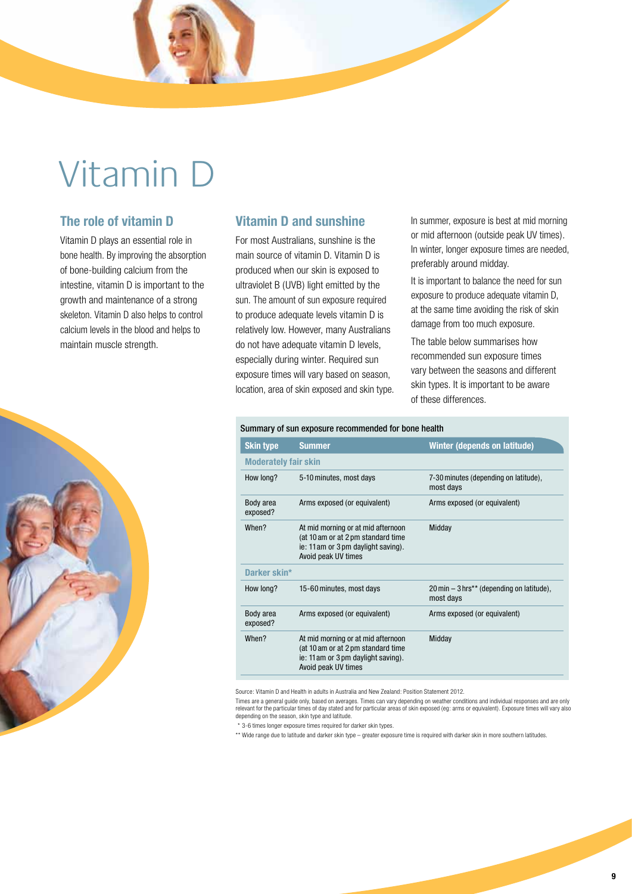# Vitamin D

## The role of vitamin D

Vitamin D plays an essential role in bone health. By improving the absorption of bone-building calcium from the intestine, vitamin D is important to the growth and maintenance of a strong skeleton. Vitamin D also helps to control calcium levels in the blood and helps to maintain muscle strength.

## Vitamin D and sunshine

For most Australians, sunshine is the main source of vitamin D. Vitamin D is produced when our skin is exposed to ultraviolet B (UVB) light emitted by the sun. The amount of sun exposure required to produce adequate levels vitamin D is relatively low. However, many Australians do not have adequate vitamin D levels, especially during winter. Required sun exposure times will vary based on season, location, area of skin exposed and skin type.

In summer, exposure is best at mid morning or mid afternoon (outside peak UV times). In winter, longer exposure times are needed, preferably around midday.

It is important to balance the need for sun exposure to produce adequate vitamin D, at the same time avoiding the risk of skin damage from too much exposure.

The table below summarises how recommended sun exposure times vary between the seasons and different skin types. It is important to be aware of these differences.

**Summary of sun exposure recommended for bone health**

| Skin type | Summer | Winter (depends on latitude) |
|---|---|---|
| **Moderately fair skin** | | |
| How long? | 5-10 minutes, most days | 7-30 minutes (depending on latitude), most days |
| Body area exposed? | Arms exposed (or equivalent) | Arms exposed (or equivalent) |
| When? | At mid morning or at mid afternoon (at 10 am or at 2 pm standard time ie: 11 am or 3 pm daylight saving). Avoid peak UV times | Midday |
| **Darker skin*** | | |
| How long? | 15-60 minutes, most days | 20 min – 3 hrs** (depending on latitude), most days |
| Body area exposed? | Arms exposed (or equivalent) | Arms exposed (or equivalent) |
| When? | At mid morning or at mid afternoon (at 10 am or at 2 pm standard time ie: 11 am or 3 pm daylight saving). Avoid peak UV times | Midday |

Source: Vitamin D and Health in adults in Australia and New Zealand: Position Statement 2012.

Times are a general guide only, based on averages. Times can vary depending on weather conditions and individual responses and are only relevant for the particular times of day stated and for particular areas of skin exposed (eg: arms or equivalent). Exposure times will vary also depending on the season, skin type and latitude.

\* 3-6 times longer exposure times required for darker skin types.

** Wide range due to latitude and darker skin type – greater exposure time is required with darker skin in more southern latitudes.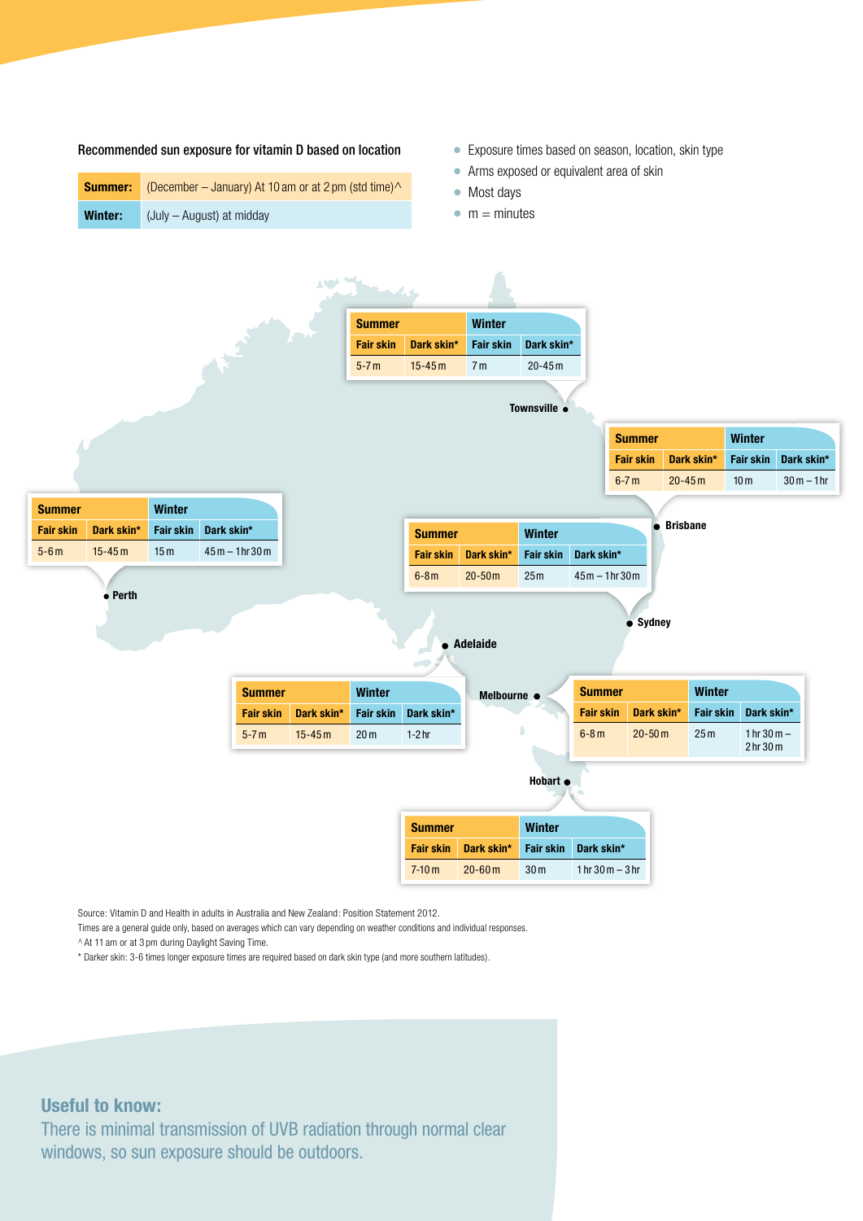## Recommended sun exposure for vitamin D based on location

| | |
|---|---|
| **Summer:** | (December – January) At 10 am or at 2 pm (std time)^ |
| **Winter:** | (July – August) at midday |

- Exposure times based on season, location, skin type
- Arms exposed or equivalent area of skin
- Most days
- m = minutes

**Townsville**

| Summer | | Winter | |
|---|---|---|---|
| Fair skin | Dark skin* | Fair skin | Dark skin* |
| 5-7 m | 15-45 m | 7 m | 20-45 m |

**Brisbane**

| Summer | | Winter | |
|---|---|---|---|
| Fair skin | Dark skin* | Fair skin | Dark skin* |
| 6-7 m | 20-45 m | 10 m | 30 m – 1 hr |

**Perth**

| Summer | | Winter | |
|---|---|---|---|
| Fair skin | Dark skin* | Fair skin | Dark skin* |
| 5-6 m | 15-45 m | 15 m | 45 m – 1 hr 30 m |

**Sydney**

| Summer | | Winter | |
|---|---|---|---|
| Fair skin | Dark skin* | Fair skin | Dark skin* |
| 6-8 m | 20-50 m | 25 m | 45 m – 1 hr 30 m |

**Adelaide**

| Summer | | Winter | |
|---|---|---|---|
| Fair skin | Dark skin* | Fair skin | Dark skin* |
| 5-7 m | 15-45 m | 20 m | 1-2 hr |

**Melbourne**

| Summer | | Winter | |
|---|---|---|---|
| Fair skin | Dark skin* | Fair skin | Dark skin* |
| 6-8 m | 20-50 m | 25 m | 1 hr 30 m – 2 hr 30 m |

**Hobart**

| Summer | | Winter | |
|---|---|---|---|
| Fair skin | Dark skin* | Fair skin | Dark skin* |
| 7-10 m | 20-60 m | 30 m | 1 hr 30 m – 3 hr |

Source: Vitamin D and Health in adults in Australia and New Zealand: Position Statement 2012.

Times are a general guide only, based on averages which can vary depending on weather conditions and individual responses.

^ At 11 am or at 3 pm during Daylight Saving Time.

* Darker skin: 3-6 times longer exposure times are required based on dark skin type (and more southern latitudes).

### Useful to know:

There is minimal transmission of UVB radiation through normal clear windows, so sun exposure should be outdoors.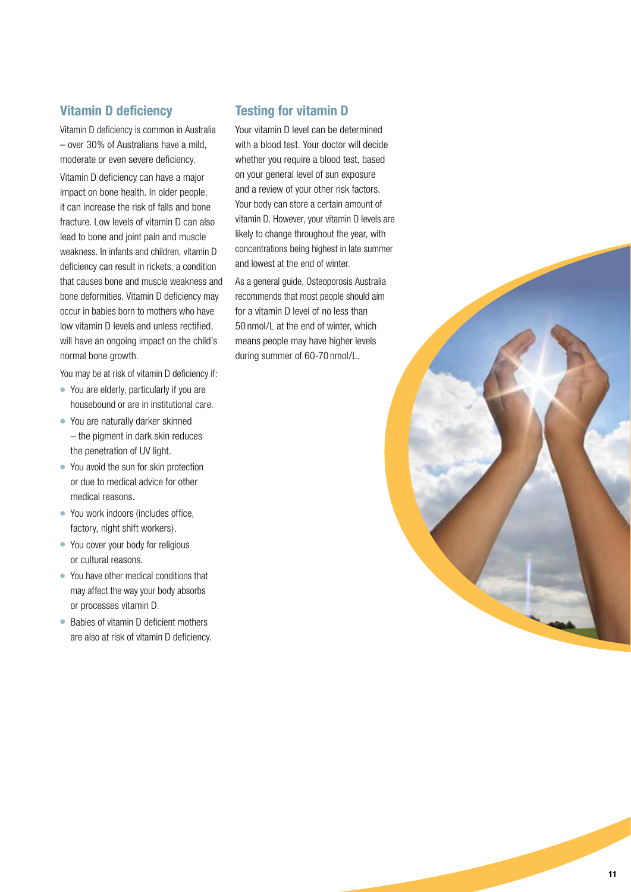## Vitamin D deficiency

Vitamin D deficiency is common in Australia – over 30% of Australians have a mild, moderate or even severe deficiency.

Vitamin D deficiency can have a major impact on bone health. In older people, it can increase the risk of falls and bone fracture. Low levels of vitamin D can also lead to bone and joint pain and muscle weakness. In infants and children, vitamin D deficiency can result in rickets, a condition that causes bone and muscle weakness and bone deformities. Vitamin D deficiency may occur in babies born to mothers who have low vitamin D levels and unless rectified, will have an ongoing impact on the child's normal bone growth.

You may be at risk of vitamin D deficiency if:

- You are elderly, particularly if you are housebound or are in institutional care.
- You are naturally darker skinned – the pigment in dark skin reduces the penetration of UV light.
- You avoid the sun for skin protection or due to medical advice for other medical reasons.
- You work indoors (includes office, factory, night shift workers).
- You cover your body for religious or cultural reasons.
- You have other medical conditions that may affect the way your body absorbs or processes vitamin D.
- Babies of vitamin D deficient mothers are also at risk of vitamin D deficiency.

## Testing for vitamin D

Your vitamin D level can be determined with a blood test. Your doctor will decide whether you require a blood test, based on your general level of sun exposure and a review of your other risk factors. Your body can store a certain amount of vitamin D. However, your vitamin D levels are likely to change throughout the year, with concentrations being highest in late summer and lowest at the end of winter.

As a general guide, Osteoporosis Australia recommends that most people should aim for a vitamin D level of no less than 50 nmol/L at the end of winter, which means people may have higher levels during summer of 60-70 nmol/L.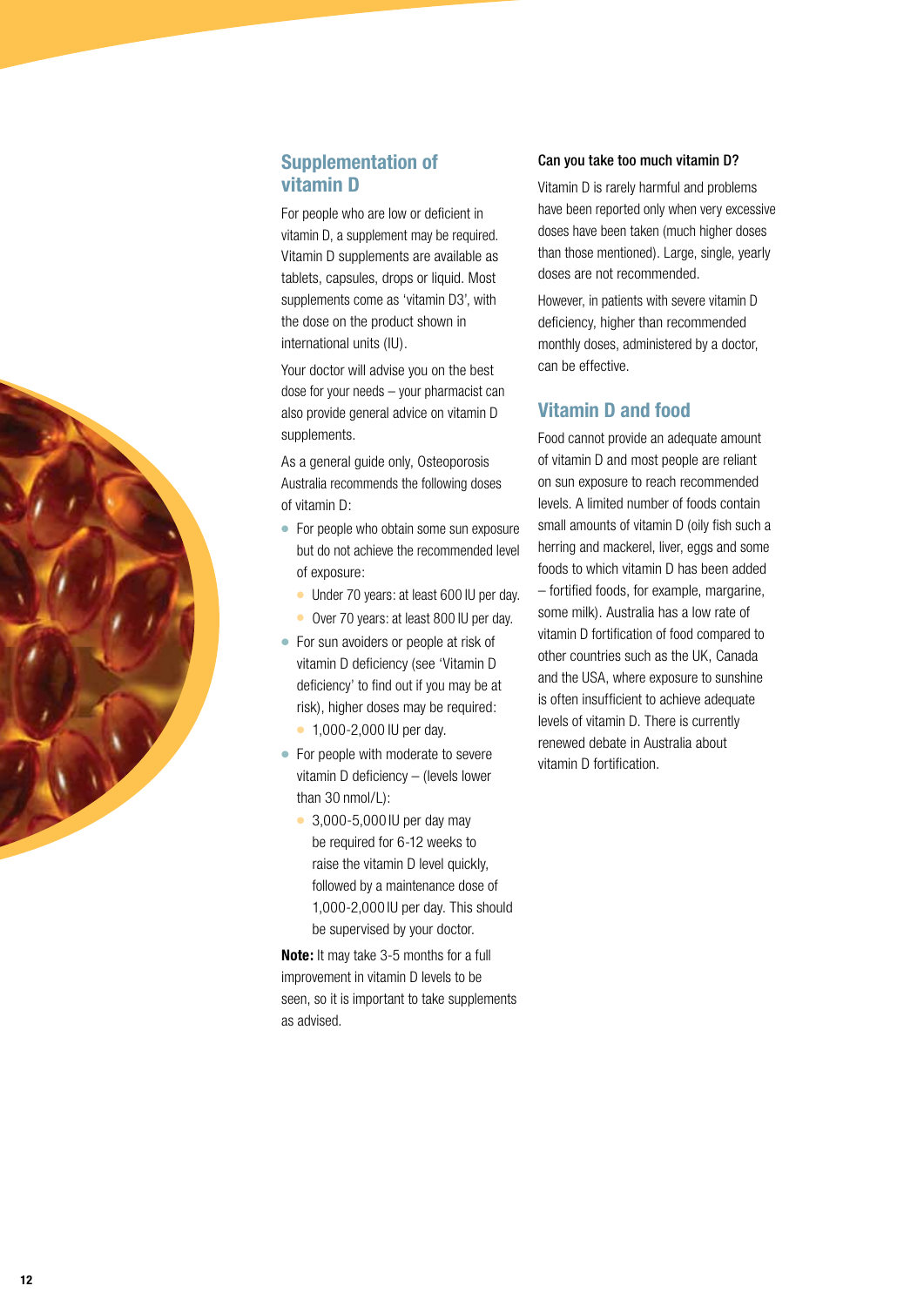## Supplementation of vitamin D

For people who are low or deficient in vitamin D, a supplement may be required. Vitamin D supplements are available as tablets, capsules, drops or liquid. Most supplements come as 'vitamin D3', with the dose on the product shown in international units (IU).

Your doctor will advise you on the best dose for your needs – your pharmacist can also provide general advice on vitamin D supplements.

As a general guide only, Osteoporosis Australia recommends the following doses of vitamin D:

- For people who obtain some sun exposure but do not achieve the recommended level of exposure:
  - Under 70 years: at least 600 IU per day.
  - Over 70 years: at least 800 IU per day.
- For sun avoiders or people at risk of vitamin D deficiency (see 'Vitamin D deficiency' to find out if you may be at risk), higher doses may be required:
  - 1,000-2,000 IU per day.
- For people with moderate to severe vitamin D deficiency – (levels lower than 30 nmol/L):
  - 3,000-5,000 IU per day may be required for 6-12 weeks to raise the vitamin D level quickly, followed by a maintenance dose of 1,000-2,000 IU per day. This should be supervised by your doctor.

**Note:** It may take 3-5 months for a full improvement in vitamin D levels to be seen, so it is important to take supplements as advised.

### Can you take too much vitamin D?

Vitamin D is rarely harmful and problems have been reported only when very excessive doses have been taken (much higher doses than those mentioned). Large, single, yearly doses are not recommended.

However, in patients with severe vitamin D deficiency, higher than recommended monthly doses, administered by a doctor, can be effective.

## Vitamin D and food

Food cannot provide an adequate amount of vitamin D and most people are reliant on sun exposure to reach recommended levels. A limited number of foods contain small amounts of vitamin D (oily fish such a herring and mackerel, liver, eggs and some foods to which vitamin D has been added – fortified foods, for example, margarine, some milk). Australia has a low rate of vitamin D fortification of food compared to other countries such as the UK, Canada and the USA, where exposure to sunshine is often insufficient to achieve adequate levels of vitamin D. There is currently renewed debate in Australia about vitamin D fortification.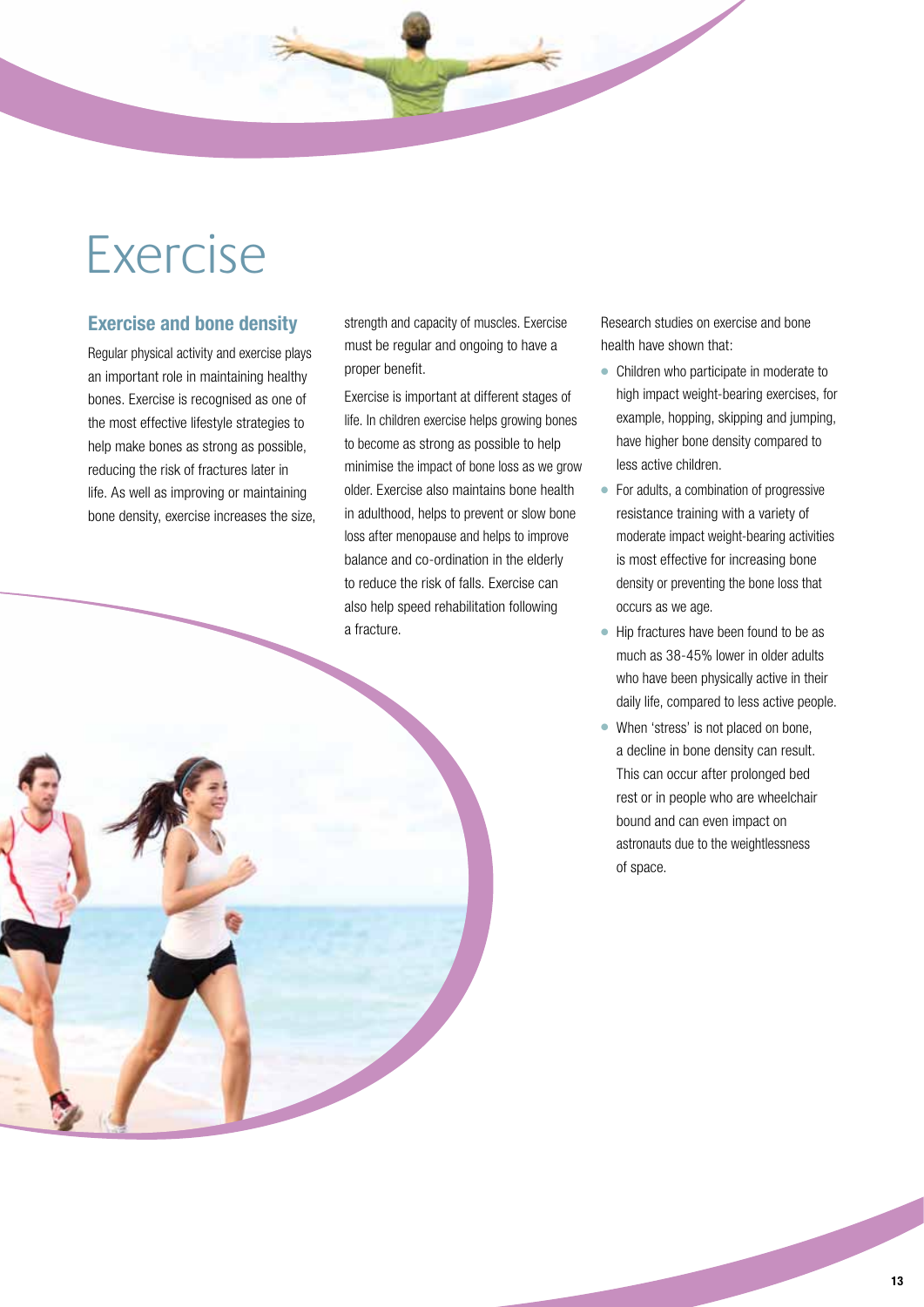# Exercise

## Exercise and bone density

Regular physical activity and exercise plays an important role in maintaining healthy bones. Exercise is recognised as one of the most effective lifestyle strategies to help make bones as strong as possible, reducing the risk of fractures later in life. As well as improving or maintaining bone density, exercise increases the size, strength and capacity of muscles. Exercise must be regular and ongoing to have a proper benefit.

Exercise is important at different stages of life. In children exercise helps growing bones to become as strong as possible to help minimise the impact of bone loss as we grow older. Exercise also maintains bone health in adulthood, helps to prevent or slow bone loss after menopause and helps to improve balance and co-ordination in the elderly to reduce the risk of falls. Exercise can also help speed rehabilitation following a fracture.

Research studies on exercise and bone health have shown that:

- Children who participate in moderate to high impact weight-bearing exercises, for example, hopping, skipping and jumping, have higher bone density compared to less active children.
- For adults, a combination of progressive resistance training with a variety of moderate impact weight-bearing activities is most effective for increasing bone density or preventing the bone loss that occurs as we age.
- Hip fractures have been found to be as much as 38-45% lower in older adults who have been physically active in their daily life, compared to less active people.
- When 'stress' is not placed on bone, a decline in bone density can result. This can occur after prolonged bed rest or in people who are wheelchair bound and can even impact on astronauts due to the weightlessness of space.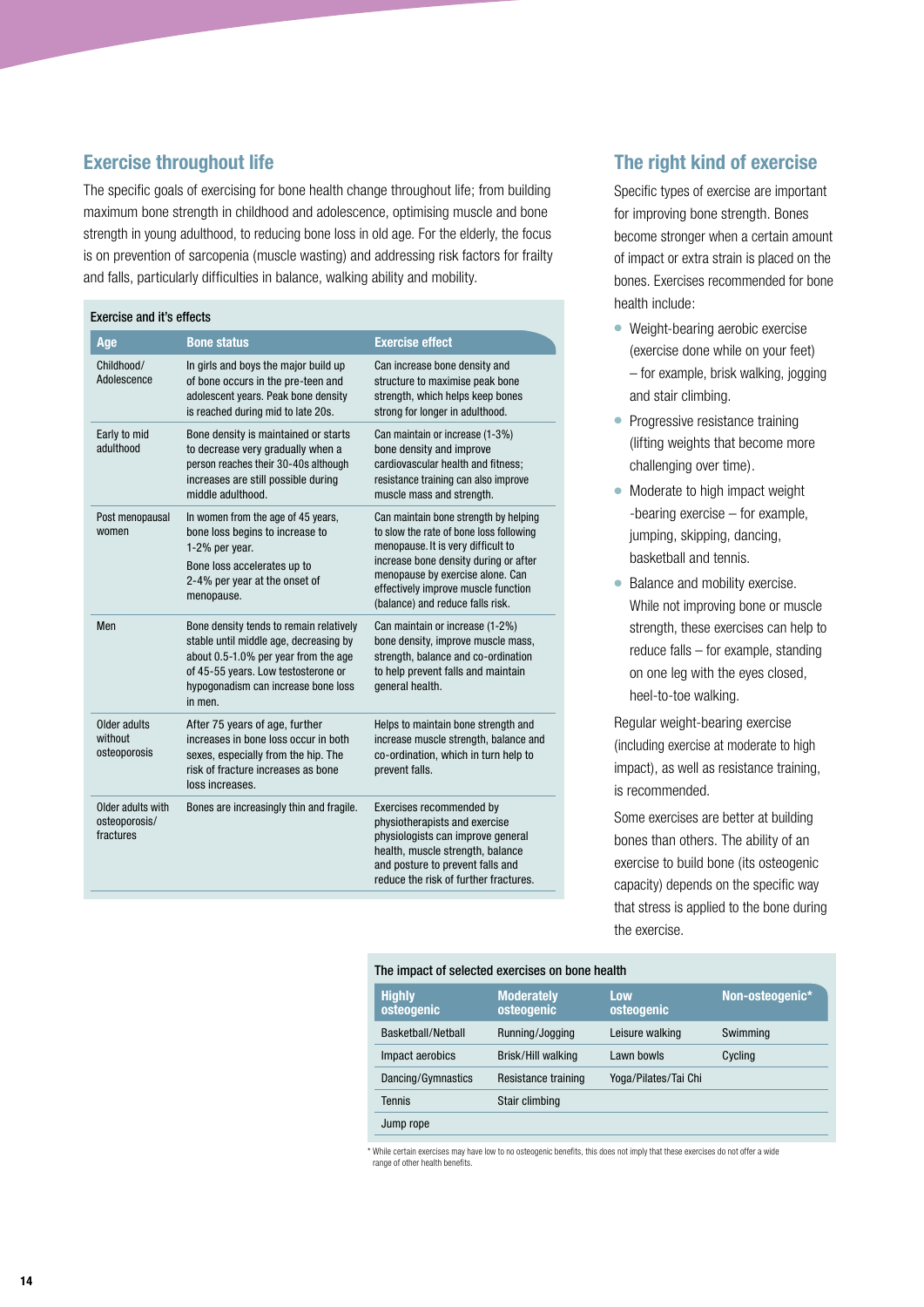## Exercise throughout life

The specific goals of exercising for bone health change throughout life; from building maximum bone strength in childhood and adolescence, optimising muscle and bone strength in young adulthood, to reducing bone loss in old age. For the elderly, the focus is on prevention of sarcopenia (muscle wasting) and addressing risk factors for frailty and falls, particularly difficulties in balance, walking ability and mobility.

Exercise and it's effects

| Age | Bone status | Exercise effect |
|---|---|---|
| Childhood/ Adolescence | In girls and boys the major build up of bone occurs in the pre-teen and adolescent years. Peak bone density is reached during mid to late 20s. | Can increase bone density and structure to maximise peak bone strength, which helps keep bones strong for longer in adulthood. |
| Early to mid adulthood | Bone density is maintained or starts to decrease very gradually when a person reaches their 30-40s although increases are still possible during middle adulthood. | Can maintain or increase (1-3%) bone density and improve cardiovascular health and fitness; resistance training can also improve muscle mass and strength. |
| Post menopausal women | In women from the age of 45 years, bone loss begins to increase to 1-2% per year. Bone loss accelerates up to 2-4% per year at the onset of menopause. | Can maintain bone strength by helping to slow the rate of bone loss following menopause. It is very difficult to increase bone density during or after menopause by exercise alone. Can effectively improve muscle function (balance) and reduce falls risk. |
| Men | Bone density tends to remain relatively stable until middle age, decreasing by about 0.5-1.0% per year from the age of 45-55 years. Low testosterone or hypogonadism can increase bone loss in men. | Can maintain or increase (1-2%) bone density, improve muscle mass, strength, balance and co-ordination to help prevent falls and maintain general health. |
| Older adults without osteoporosis | After 75 years of age, further increases in bone loss occur in both sexes, especially from the hip. The risk of fracture increases as bone loss increases. | Helps to maintain bone strength and increase muscle strength, balance and co-ordination, which in turn help to prevent falls. |
| Older adults with osteoporosis/ fractures | Bones are increasingly thin and fragile. | Exercises recommended by physiotherapists and exercise physiologists can improve general health, muscle strength, balance and posture to prevent falls and reduce the risk of further fractures. |

## The right kind of exercise

Specific types of exercise are important for improving bone strength. Bones become stronger when a certain amount of impact or extra strain is placed on the bones. Exercises recommended for bone health include:

- Weight-bearing aerobic exercise (exercise done while on your feet) – for example, brisk walking, jogging and stair climbing.
- Progressive resistance training (lifting weights that become more challenging over time).
- Moderate to high impact weight -bearing exercise – for example, jumping, skipping, dancing, basketball and tennis.
- Balance and mobility exercise. While not improving bone or muscle strength, these exercises can help to reduce falls – for example, standing on one leg with the eyes closed, heel-to-toe walking.

Regular weight-bearing exercise (including exercise at moderate to high impact), as well as resistance training, is recommended.

Some exercises are better at building bones than others. The ability of an exercise to build bone (its osteogenic capacity) depends on the specific way that stress is applied to the bone during the exercise.

The impact of selected exercises on bone health

| Highly osteogenic | Moderately osteogenic | Low osteogenic | Non-osteogenic* |
|---|---|---|---|
| Basketball/Netball | Running/Jogging | Leisure walking | Swimming |
| Impact aerobics | Brisk/Hill walking | Lawn bowls | Cycling |
| Dancing/Gymnastics | Resistance training | Yoga/Pilates/Tai Chi | |
| Tennis | Stair climbing | | |
| Jump rope | | | |

* While certain exercises may have low to no osteogenic benefits, this does not imply that these exercises do not offer a wide range of other health benefits.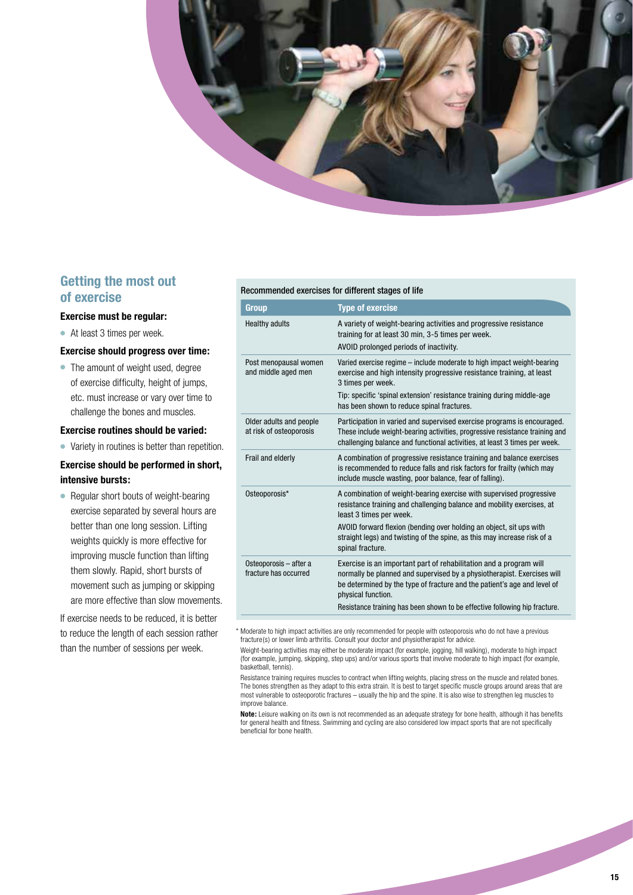## Getting the most out of exercise

**Exercise must be regular:**

- At least 3 times per week.

**Exercise should progress over time:**

- The amount of weight used, degree of exercise difficulty, height of jumps, etc. must increase or vary over time to challenge the bones and muscles.

**Exercise routines should be varied:**

- Variety in routines is better than repetition.

**Exercise should be performed in short, intensive bursts:**

- Regular short bouts of weight-bearing exercise separated by several hours are better than one long session. Lifting weights quickly is more effective for improving muscle function than lifting them slowly. Rapid, short bursts of movement such as jumping or skipping are more effective than slow movements.

If exercise needs to be reduced, it is better to reduce the length of each session rather than the number of sessions per week.

Recommended exercises for different stages of life

| Group | Type of exercise |
|---|---|
| Healthy adults | A variety of weight-bearing activities and progressive resistance training for at least 30 min, 3-5 times per week.<br>AVOID prolonged periods of inactivity. |
| Post menopausal women and middle aged men | Varied exercise regime – include moderate to high impact weight-bearing exercise and high intensity progressive resistance training, at least 3 times per week.<br>Tip: specific 'spinal extension' resistance training during middle-age has been shown to reduce spinal fractures. |
| Older adults and people at risk of osteoporosis | Participation in varied and supervised exercise programs is encouraged. These include weight-bearing activities, progressive resistance training and challenging balance and functional activities, at least 3 times per week. |
| Frail and elderly | A combination of progressive resistance training and balance exercises is recommended to reduce falls and risk factors for frailty (which may include muscle wasting, poor balance, fear of falling). |
| Osteoporosis* | A combination of weight-bearing exercise with supervised progressive resistance training and challenging balance and mobility exercises, at least 3 times per week.<br>AVOID forward flexion (bending over holding an object, sit ups with straight legs) and twisting of the spine, as this may increase risk of a spinal fracture. |
| Osteoporosis – after a fracture has occurred | Exercise is an important part of rehabilitation and a program will normally be planned and supervised by a physiotherapist. Exercises will be determined by the type of fracture and the patient's age and level of physical function.<br>Resistance training has been shown to be effective following hip fracture. |

\* Moderate to high impact activities are only recommended for people with osteoporosis who do not have a previous fracture(s) or lower limb arthritis. Consult your doctor and physiotherapist for advice.

Weight-bearing activities may either be moderate impact (for example, jogging, hill walking), moderate to high impact (for example, jumping, skipping, step ups) and/or various sports that involve moderate to high impact (for example, basketball, tennis).

Resistance training requires muscles to contract when lifting weights, placing stress on the muscle and related bones. The bones strengthen as they adapt to this extra strain. It is best to target specific muscle groups around areas that are most vulnerable to osteoporotic fractures – usually the hip and the spine. It is also wise to strengthen leg muscles to improve balance.

**Note:** Leisure walking on its own is not recommended as an adequate strategy for bone health, although it has benefits for general health and fitness. Swimming and cycling are also considered low impact sports that are not specifically beneficial for bone health.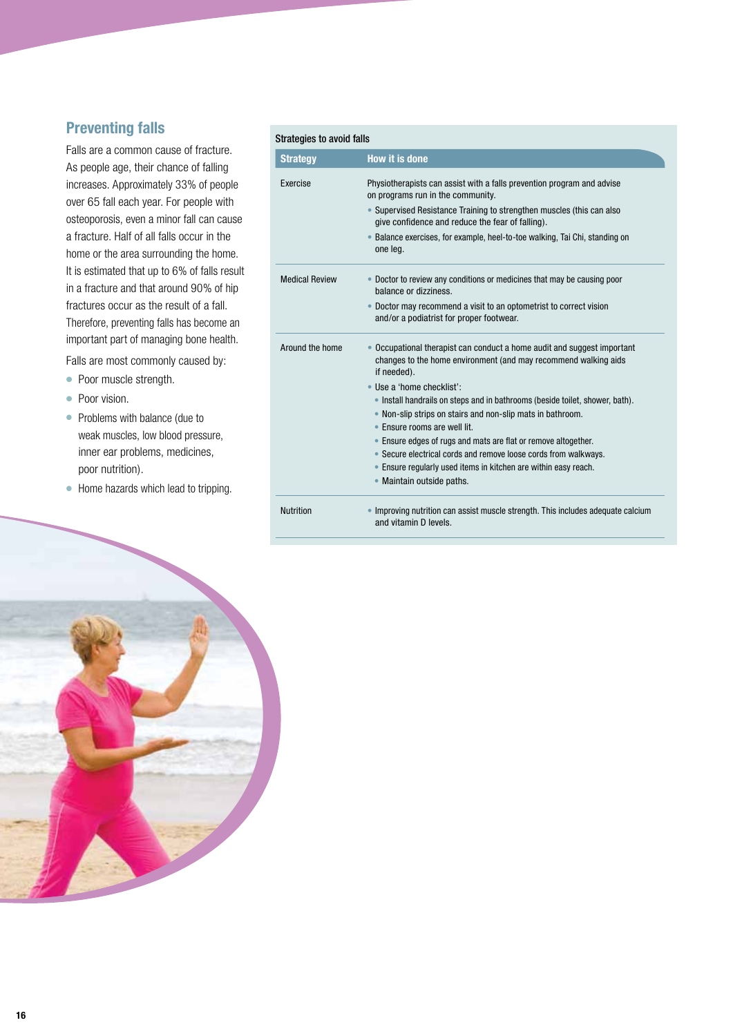## Preventing falls

Falls are a common cause of fracture. As people age, their chance of falling increases. Approximately 33% of people over 65 fall each year. For people with osteoporosis, even a minor fall can cause a fracture. Half of all falls occur in the home or the area surrounding the home. It is estimated that up to 6% of falls result in a fracture and that around 90% of hip fractures occur as the result of a fall. Therefore, preventing falls has become an important part of managing bone health.

Falls are most commonly caused by:

- Poor muscle strength.
- Poor vision.
- Problems with balance (due to weak muscles, low blood pressure, inner ear problems, medicines, poor nutrition).
- Home hazards which lead to tripping.

Strategies to avoid falls

| Strategy | How it is done |
|---|---|
| Exercise | Physiotherapists can assist with a falls prevention program and advise on programs run in the community.<br>• Supervised Resistance Training to strengthen muscles (this can also give confidence and reduce the fear of falling).<br>• Balance exercises, for example, heel-to-toe walking, Tai Chi, standing on one leg. |
| Medical Review | • Doctor to review any conditions or medicines that may be causing poor balance or dizziness.<br>• Doctor may recommend a visit to an optometrist to correct vision and/or a podiatrist for proper footwear. |
| Around the home | • Occupational therapist can conduct a home audit and suggest important changes to the home environment (and may recommend walking aids if needed).<br>• Use a 'home checklist':<br>  • Install handrails on steps and in bathrooms (beside toilet, shower, bath).<br>  • Non-slip strips on stairs and non-slip mats in bathroom.<br>  • Ensure rooms are well lit.<br>  • Ensure edges of rugs and mats are flat or remove altogether.<br>  • Secure electrical cords and remove loose cords from walkways.<br>  • Ensure regularly used items in kitchen are within easy reach.<br>  • Maintain outside paths. |
| Nutrition | • Improving nutrition can assist muscle strength. This includes adequate calcium and vitamin D levels. |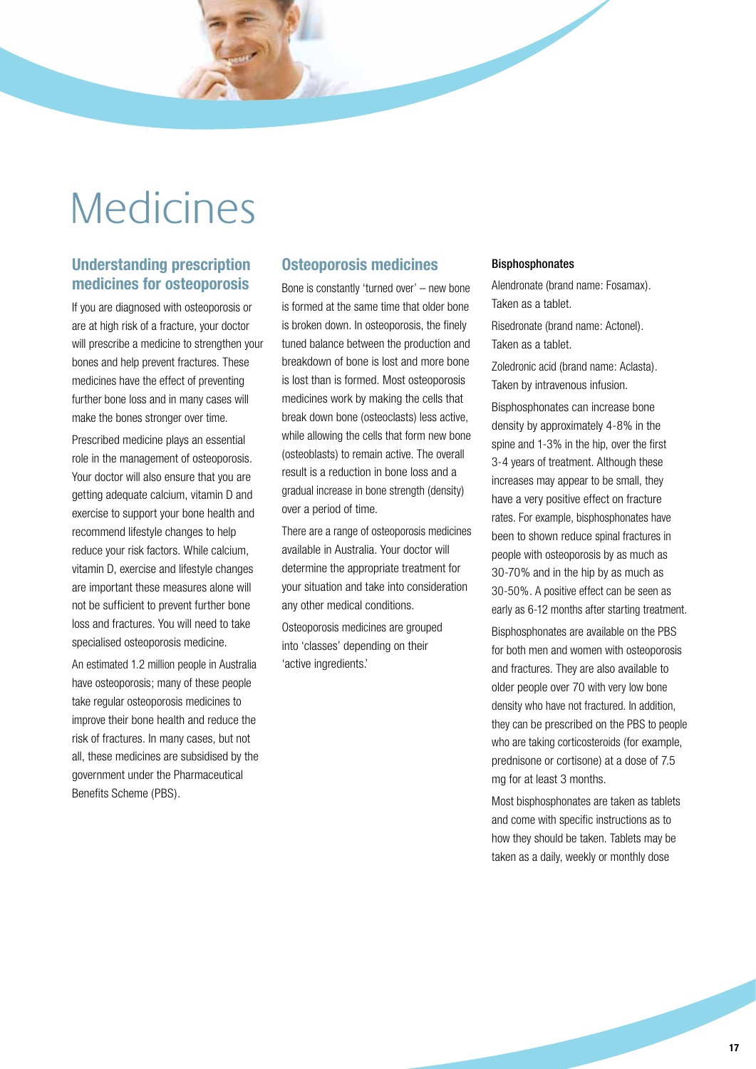# Medicines

## Understanding prescription medicines for osteoporosis

If you are diagnosed with osteoporosis or are at high risk of a fracture, your doctor will prescribe a medicine to strengthen your bones and help prevent fractures. These medicines have the effect of preventing further bone loss and in many cases will make the bones stronger over time.

Prescribed medicine plays an essential role in the management of osteoporosis. Your doctor will also ensure that you are getting adequate calcium, vitamin D and exercise to support your bone health and recommend lifestyle changes to help reduce your risk factors. While calcium, vitamin D, exercise and lifestyle changes are important these measures alone will not be sufficient to prevent further bone loss and fractures. You will need to take specialised osteoporosis medicine.

An estimated 1.2 million people in Australia have osteoporosis; many of these people take regular osteoporosis medicines to improve their bone health and reduce the risk of fractures. In many cases, but not all, these medicines are subsidised by the government under the Pharmaceutical Benefits Scheme (PBS).

## Osteoporosis medicines

Bone is constantly 'turned over' – new bone is formed at the same time that older bone is broken down. In osteoporosis, the finely tuned balance between the production and breakdown of bone is lost and more bone is lost than is formed. Most osteoporosis medicines work by making the cells that break down bone (osteoclasts) less active, while allowing the cells that form new bone (osteoblasts) to remain active. The overall result is a reduction in bone loss and a gradual increase in bone strength (density) over a period of time.

There are a range of osteoporosis medicines available in Australia. Your doctor will determine the appropriate treatment for your situation and take into consideration any other medical conditions.

Osteoporosis medicines are grouped into 'classes' depending on their 'active ingredients.'

### Bisphosphonates

Alendronate (brand name: Fosamax). Taken as a tablet.

Risedronate (brand name: Actonel). Taken as a tablet.

Zoledronic acid (brand name: Aclasta). Taken by intravenous infusion.

Bisphosphonates can increase bone density by approximately 4-8% in the spine and 1-3% in the hip, over the first 3-4 years of treatment. Although these increases may appear to be small, they have a very positive effect on fracture rates. For example, bisphosphonates have been to shown reduce spinal fractures in people with osteoporosis by as much as 30-70% and in the hip by as much as 30-50%. A positive effect can be seen as early as 6-12 months after starting treatment.

Bisphosphonates are available on the PBS for both men and women with osteoporosis and fractures. They are also available to older people over 70 with very low bone density who have not fractured. In addition, they can be prescribed on the PBS to people who are taking corticosteroids (for example, prednisone or cortisone) at a dose of 7.5 mg for at least 3 months.

Most bisphosphonates are taken as tablets and come with specific instructions as to how they should be taken. Tablets may be taken as a daily, weekly or monthly dose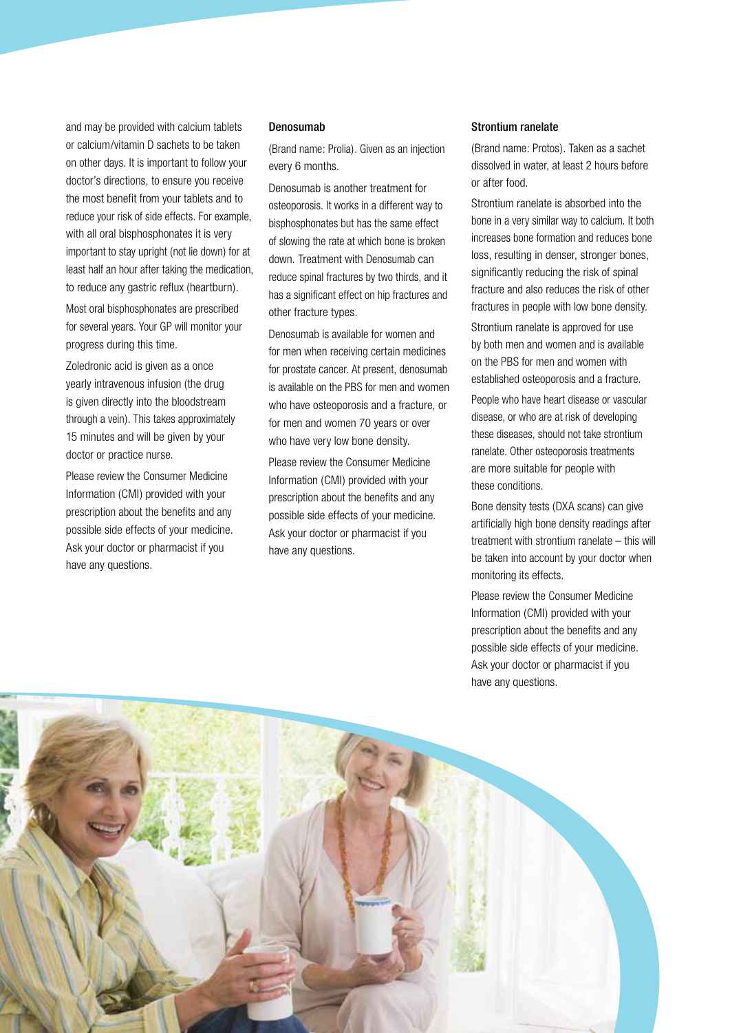and may be provided with calcium tablets or calcium/vitamin D sachets to be taken on other days. It is important to follow your doctor's directions, to ensure you receive the most benefit from your tablets and to reduce your risk of side effects. For example, with all oral bisphosphonates it is very important to stay upright (not lie down) for at least half an hour after taking the medication, to reduce any gastric reflux (heartburn).

Most oral bisphosphonates are prescribed for several years. Your GP will monitor your progress during this time.

Zoledronic acid is given as a once yearly intravenous infusion (the drug is given directly into the bloodstream through a vein). This takes approximately 15 minutes and will be given by your doctor or practice nurse.

Please review the Consumer Medicine Information (CMI) provided with your prescription about the benefits and any possible side effects of your medicine. Ask your doctor or pharmacist if you have any questions.

### Denosumab

(Brand name: Prolia). Given as an injection every 6 months.

Denosumab is another treatment for osteoporosis. It works in a different way to bisphosphonates but has the same effect of slowing the rate at which bone is broken down. Treatment with Denosumab can reduce spinal fractures by two thirds, and it has a significant effect on hip fractures and other fracture types.

Denosumab is available for women and for men when receiving certain medicines for prostate cancer. At present, denosumab is available on the PBS for men and women who have osteoporosis and a fracture, or for men and women 70 years or over who have very low bone density.

Please review the Consumer Medicine Information (CMI) provided with your prescription about the benefits and any possible side effects of your medicine. Ask your doctor or pharmacist if you have any questions.

### Strontium ranelate

(Brand name: Protos). Taken as a sachet dissolved in water, at least 2 hours before or after food.

Strontium ranelate is absorbed into the bone in a very similar way to calcium. It both increases bone formation and reduces bone loss, resulting in denser, stronger bones, significantly reducing the risk of spinal fracture and also reduces the risk of other fractures in people with low bone density.

Strontium ranelate is approved for use by both men and women and is available on the PBS for men and women with established osteoporosis and a fracture.

People who have heart disease or vascular disease, or who are at risk of developing these diseases, should not take strontium ranelate. Other osteoporosis treatments are more suitable for people with these conditions.

Bone density tests (DXA scans) can give artificially high bone density readings after treatment with strontium ranelate – this will be taken into account by your doctor when monitoring its effects.

Please review the Consumer Medicine Information (CMI) provided with your prescription about the benefits and any possible side effects of your medicine. Ask your doctor or pharmacist if you have any questions.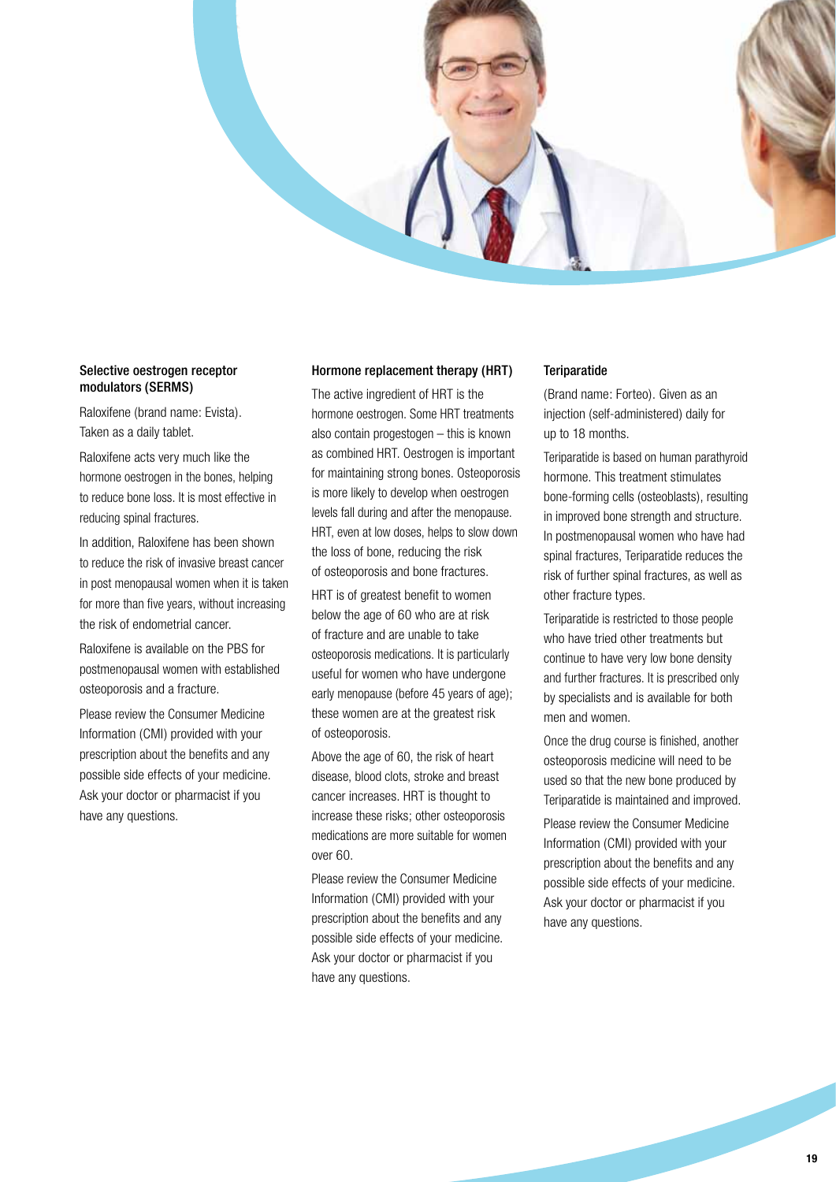## Selective oestrogen receptor modulators (SERMS)

Raloxifene (brand name: Evista). Taken as a daily tablet.

Raloxifene acts very much like the hormone oestrogen in the bones, helping to reduce bone loss. It is most effective in reducing spinal fractures.

In addition, Raloxifene has been shown to reduce the risk of invasive breast cancer in post menopausal women when it is taken for more than five years, without increasing the risk of endometrial cancer.

Raloxifene is available on the PBS for postmenopausal women with established osteoporosis and a fracture.

Please review the Consumer Medicine Information (CMI) provided with your prescription about the benefits and any possible side effects of your medicine. Ask your doctor or pharmacist if you have any questions.

## Hormone replacement therapy (HRT)

The active ingredient of HRT is the hormone oestrogen. Some HRT treatments also contain progestogen – this is known as combined HRT. Oestrogen is important for maintaining strong bones. Osteoporosis is more likely to develop when oestrogen levels fall during and after the menopause. HRT, even at low doses, helps to slow down the loss of bone, reducing the risk of osteoporosis and bone fractures.

HRT is of greatest benefit to women below the age of 60 who are at risk of fracture and are unable to take osteoporosis medications. It is particularly useful for women who have undergone early menopause (before 45 years of age); these women are at the greatest risk of osteoporosis.

Above the age of 60, the risk of heart disease, blood clots, stroke and breast cancer increases. HRT is thought to increase these risks; other osteoporosis medications are more suitable for women over 60.

Please review the Consumer Medicine Information (CMI) provided with your prescription about the benefits and any possible side effects of your medicine. Ask your doctor or pharmacist if you have any questions.

## Teriparatide

(Brand name: Forteo). Given as an injection (self-administered) daily for up to 18 months.

Teriparatide is based on human parathyroid hormone. This treatment stimulates bone-forming cells (osteoblasts), resulting in improved bone strength and structure. In postmenopausal women who have had spinal fractures, Teriparatide reduces the risk of further spinal fractures, as well as other fracture types.

Teriparatide is restricted to those people who have tried other treatments but continue to have very low bone density and further fractures. It is prescribed only by specialists and is available for both men and women.

Once the drug course is finished, another osteoporosis medicine will need to be used so that the new bone produced by Teriparatide is maintained and improved.

Please review the Consumer Medicine Information (CMI) provided with your prescription about the benefits and any possible side effects of your medicine. Ask your doctor or pharmacist if you have any questions.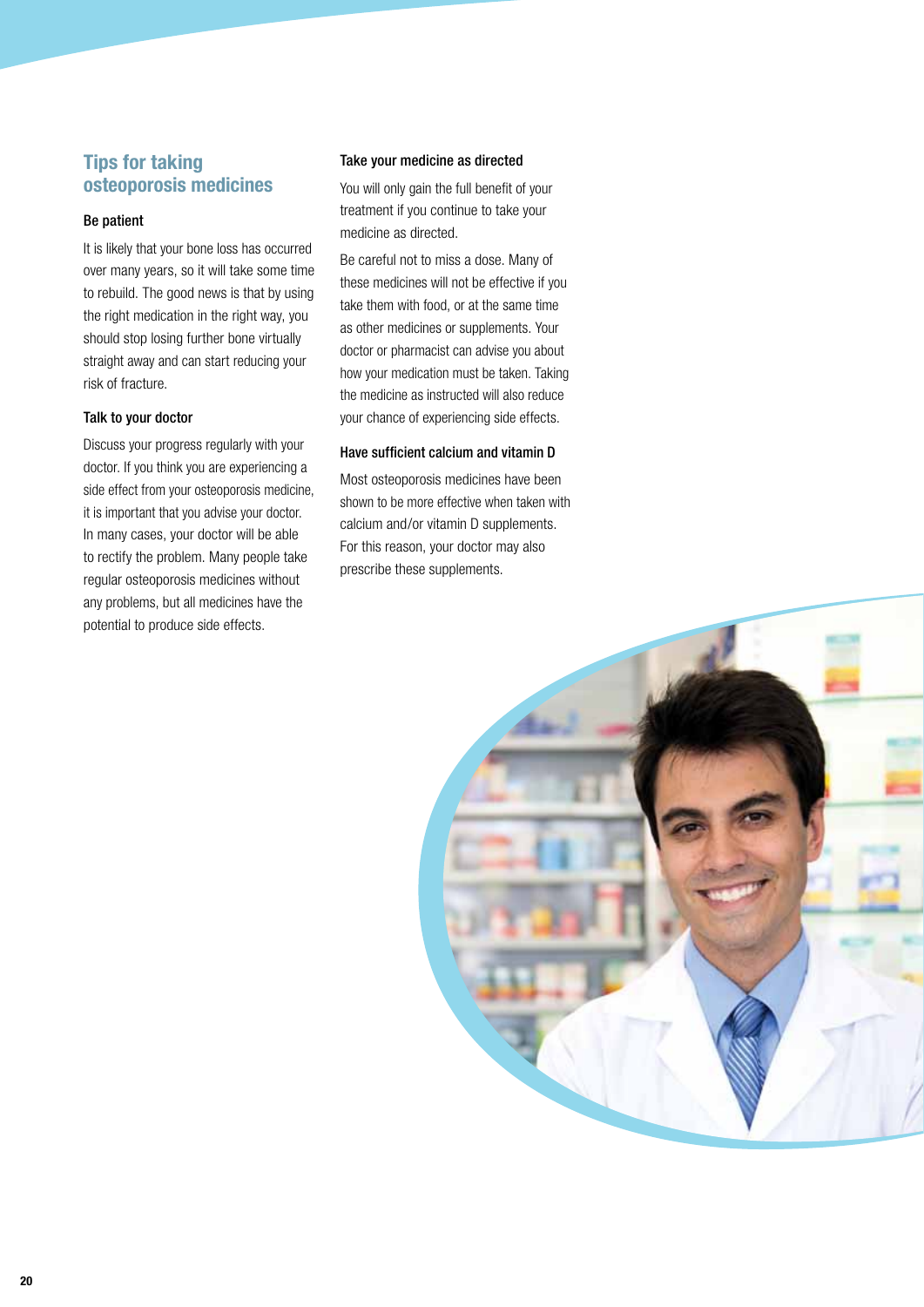## Tips for taking osteoporosis medicines

### Be patient

It is likely that your bone loss has occurred over many years, so it will take some time to rebuild. The good news is that by using the right medication in the right way, you should stop losing further bone virtually straight away and can start reducing your risk of fracture.

### Talk to your doctor

Discuss your progress regularly with your doctor. If you think you are experiencing a side effect from your osteoporosis medicine, it is important that you advise your doctor. In many cases, your doctor will be able to rectify the problem. Many people take regular osteoporosis medicines without any problems, but all medicines have the potential to produce side effects.

### Take your medicine as directed

You will only gain the full benefit of your treatment if you continue to take your medicine as directed.

Be careful not to miss a dose. Many of these medicines will not be effective if you take them with food, or at the same time as other medicines or supplements. Your doctor or pharmacist can advise you about how your medication must be taken. Taking the medicine as instructed will also reduce your chance of experiencing side effects.

### Have sufficient calcium and vitamin D

Most osteoporosis medicines have been shown to be more effective when taken with calcium and/or vitamin D supplements. For this reason, your doctor may also prescribe these supplements.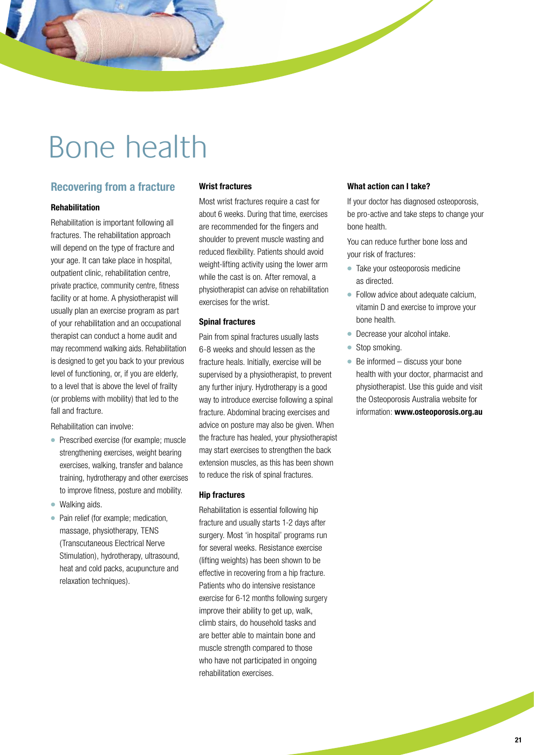# Bone health

## Recovering from a fracture

### Rehabilitation

Rehabilitation is important following all fractures. The rehabilitation approach will depend on the type of fracture and your age. It can take place in hospital, outpatient clinic, rehabilitation centre, private practice, community centre, fitness facility or at home. A physiotherapist will usually plan an exercise program as part of your rehabilitation and an occupational therapist can conduct a home audit and may recommend walking aids. Rehabilitation is designed to get you back to your previous level of functioning, or, if you are elderly, to a level that is above the level of frailty (or problems with mobility) that led to the fall and fracture.

Rehabilitation can involve:

- Prescribed exercise (for example; muscle strengthening exercises, weight bearing exercises, walking, transfer and balance training, hydrotherapy and other exercises to improve fitness, posture and mobility.
- Walking aids.
- Pain relief (for example; medication, massage, physiotherapy, TENS (Transcutaneous Electrical Nerve Stimulation), hydrotherapy, ultrasound, heat and cold packs, acupuncture and relaxation techniques).

### Wrist fractures

Most wrist fractures require a cast for about 6 weeks. During that time, exercises are recommended for the fingers and shoulder to prevent muscle wasting and reduced flexibility. Patients should avoid weight-lifting activity using the lower arm while the cast is on. After removal, a physiotherapist can advise on rehabilitation exercises for the wrist.

### Spinal fractures

Pain from spinal fractures usually lasts 6-8 weeks and should lessen as the fracture heals. Initially, exercise will be supervised by a physiotherapist, to prevent any further injury. Hydrotherapy is a good way to introduce exercise following a spinal fracture. Abdominal bracing exercises and advice on posture may also be given. When the fracture has healed, your physiotherapist may start exercises to strengthen the back extension muscles, as this has been shown to reduce the risk of spinal fractures.

### Hip fractures

Rehabilitation is essential following hip fracture and usually starts 1-2 days after surgery. Most 'in hospital' programs run for several weeks. Resistance exercise (lifting weights) has been shown to be effective in recovering from a hip fracture. Patients who do intensive resistance exercise for 6-12 months following surgery improve their ability to get up, walk, climb stairs, do household tasks and are better able to maintain bone and muscle strength compared to those who have not participated in ongoing rehabilitation exercises.

### What action can I take?

If your doctor has diagnosed osteoporosis, be pro-active and take steps to change your bone health.

You can reduce further bone loss and your risk of fractures:

- Take your osteoporosis medicine as directed.
- Follow advice about adequate calcium, vitamin D and exercise to improve your bone health.
- Decrease your alcohol intake.
- Stop smoking.
- Be informed – discuss your bone health with your doctor, pharmacist and physiotherapist. Use this guide and visit the Osteoporosis Australia website for information: **www.osteoporosis.org.au**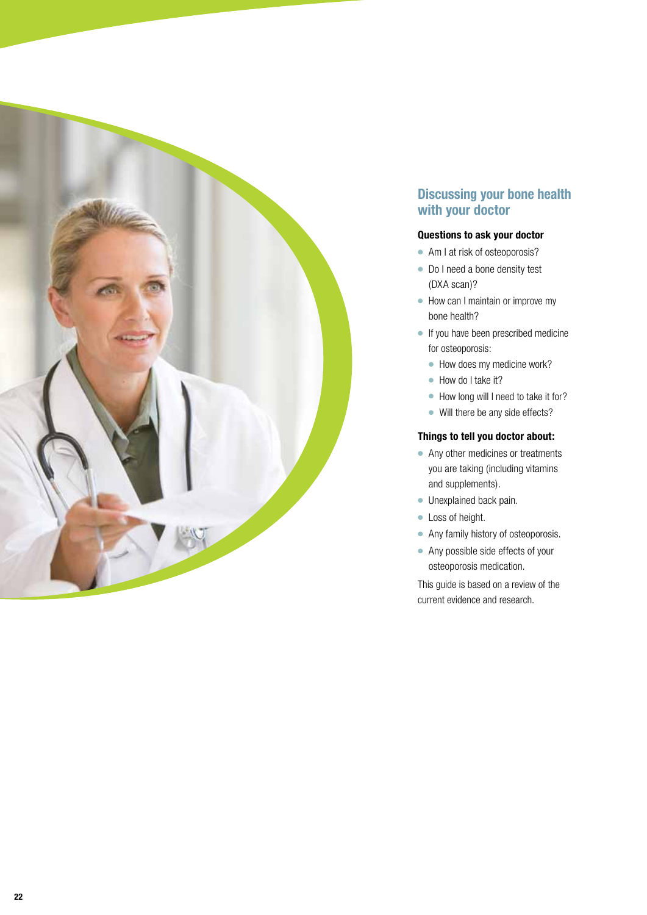## Discussing your bone health with your doctor

### Questions to ask your doctor

- Am I at risk of osteoporosis?
- Do I need a bone density test (DXA scan)?
- How can I maintain or improve my bone health?
- If you have been prescribed medicine for osteoporosis:
  - How does my medicine work?
  - How do I take it?
  - How long will I need to take it for?
  - Will there be any side effects?

### Things to tell you doctor about:

- Any other medicines or treatments you are taking (including vitamins and supplements).
- Unexplained back pain.
- Loss of height.
- Any family history of osteoporosis.
- Any possible side effects of your osteoporosis medication.

This guide is based on a review of the current evidence and research.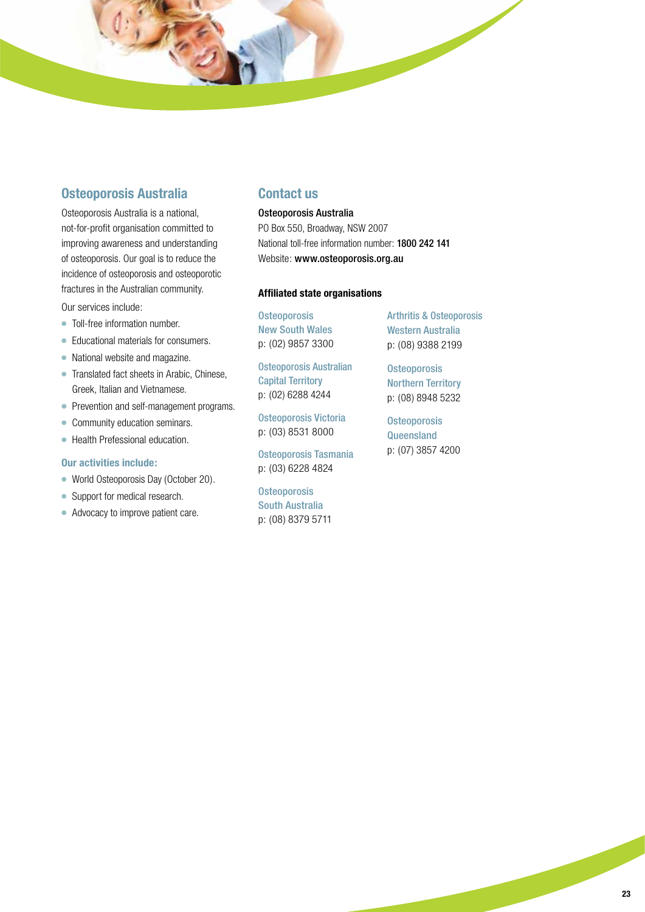## Osteoporosis Australia

Osteoporosis Australia is a national, not-for-profit organisation committed to improving awareness and understanding of osteoporosis. Our goal is to reduce the incidence of osteoporosis and osteoporotic fractures in the Australian community.

Our services include:

- Toll-free information number.
- Educational materials for consumers.
- National website and magazine.
- Translated fact sheets in Arabic, Chinese, Greek, Italian and Vietnamese.
- Prevention and self-management programs.
- Community education seminars.
- Health Prefessional education.

### Our activities include:

- World Osteoporosis Day (October 20).
- Support for medical research.
- Advocacy to improve patient care.

## Contact us

**Osteoporosis Australia**
PO Box 550, Broadway, NSW 2007
National toll-free information number: **1800 242 141**
Website: **www.osteoporosis.org.au**

### Affiliated state organisations

**Osteoporosis New South Wales**
p: (02) 9857 3300

**Osteoporosis Australian Capital Territory**
p: (02) 6288 4244

**Osteoporosis Victoria**
p: (03) 8531 8000

**Osteoporosis Tasmania**
p: (03) 6228 4824

**Osteoporosis South Australia**
p: (08) 8379 5711

**Arthritis & Osteoporosis Western Australia**
p: (08) 9388 2199

**Osteoporosis Northern Territory**
p: (08) 8948 5232

**Osteoporosis Queensland**
p: (07) 3857 4200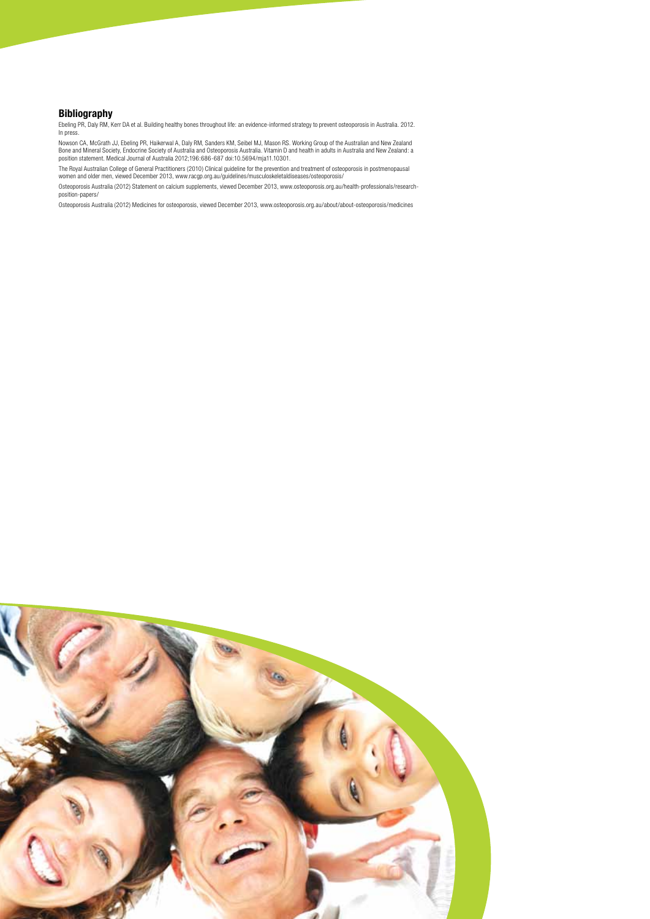## Bibliography

Ebeling PR, Daly RM, Kerr DA et al. Building healthy bones throughout life: an evidence-informed strategy to prevent osteoporosis in Australia. 2012. In press.

Nowson CA, McGrath JJ, Ebeling PR, Haikerwal A, Daly RM, Sanders KM, Seibel MJ, Mason RS. Working Group of the Australian and New Zealand Bone and Mineral Society, Endocrine Society of Australia and Osteoporosis Australia. Vitamin D and health in adults in Australia and New Zealand: a position statement. Medical Journal of Australia 2012;196:686-687 doi:10.5694/mja11.10301.

The Royal Australian College of General Practitioners (2010) Clinical guideline for the prevention and treatment of osteoporosis in postmenopausal women and older men, viewed December 2013, www.racgp.org.au/guidelines/musculoskeletaldiseases/osteoporosis/

Osteoporosis Australia (2012) Statement on calcium supplements, viewed December 2013, www.osteoporosis.org.au/health-professionals/research-position-papers/

Osteoporosis Australia (2012) Medicines for osteoporosis, viewed December 2013, www.osteoporosis.org.au/about/about-osteoporosis/medicines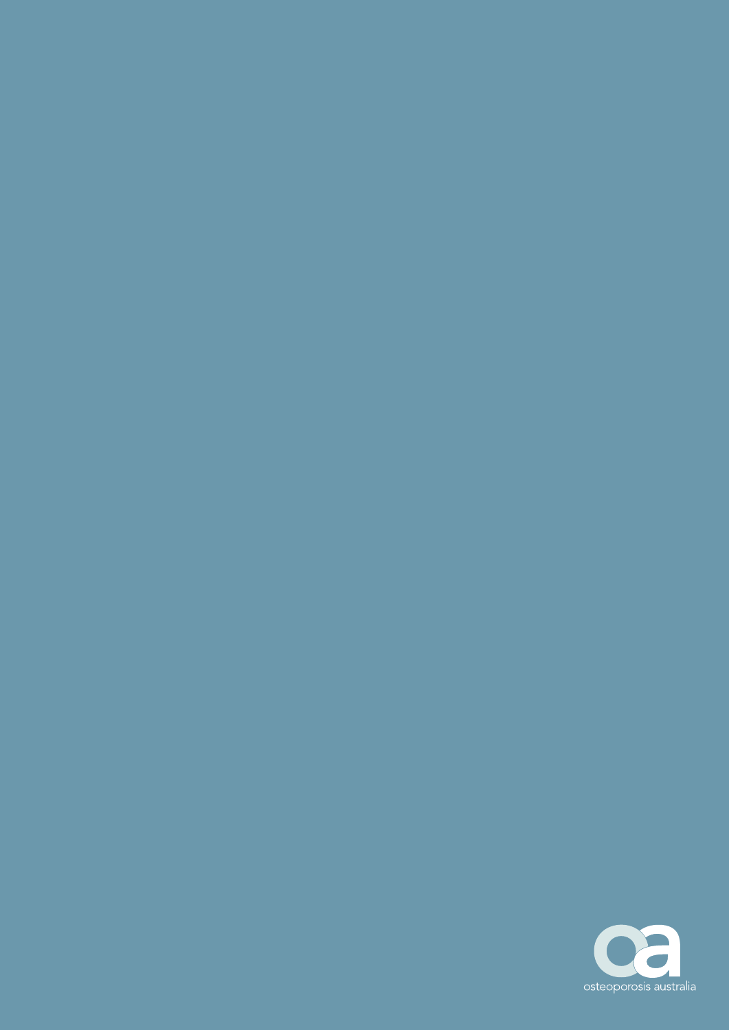osteoporosis australia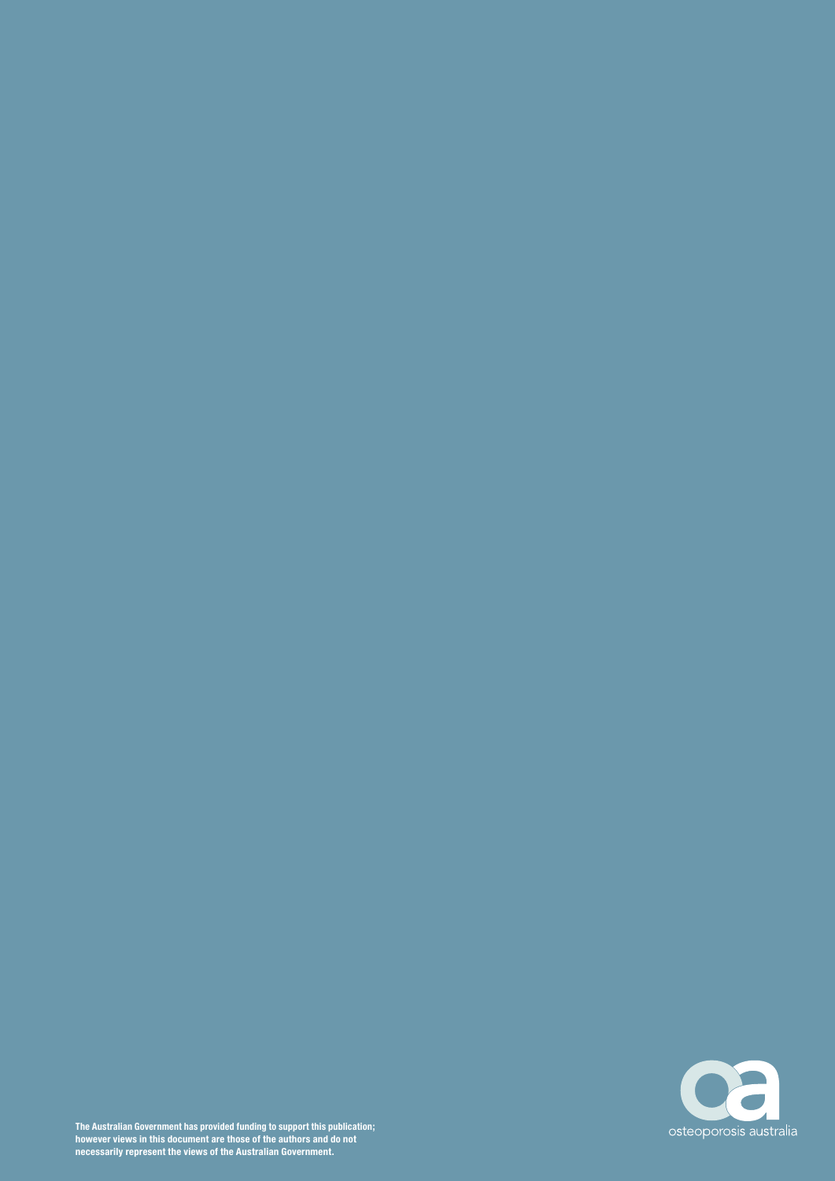The Australian Government has provided funding to support this publication; however views in this document are those of the authors and do not necessarily represent the views of the Australian Government.

osteoporosis australia